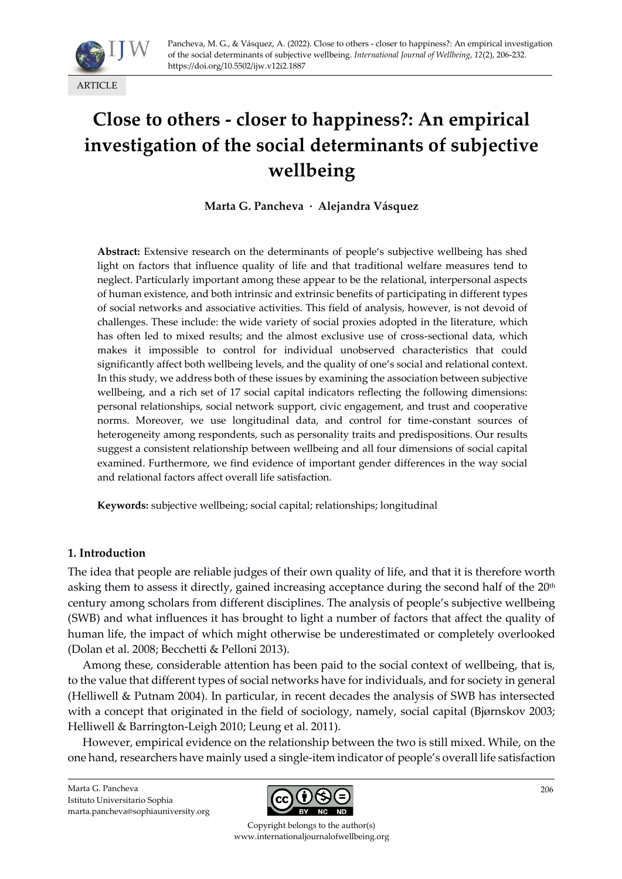Pancheva, M. G., & Vásquez, A. (2022). Close to others - closer to happiness?: An empirical investigation of the social determinants of subjective wellbeing. *International Journal of Wellbeing*, *12*(2), 206-232. https://doi.org/10.5502/ijw.v12i2.1887

ARTICLE

# Close to others - closer to happiness?: An empirical investigation of the social determinants of subjective wellbeing

**Marta G. Pancheva · Alejandra Vásquez**

**Abstract:** Extensive research on the determinants of people's subjective wellbeing has shed light on factors that influence quality of life and that traditional welfare measures tend to neglect. Particularly important among these appear to be the relational, interpersonal aspects of human existence, and both intrinsic and extrinsic benefits of participating in different types of social networks and associative activities. This field of analysis, however, is not devoid of challenges. These include: the wide variety of social proxies adopted in the literature, which has often led to mixed results; and the almost exclusive use of cross-sectional data, which makes it impossible to control for individual unobserved characteristics that could significantly affect both wellbeing levels, and the quality of one's social and relational context. In this study, we address both of these issues by examining the association between subjective wellbeing, and a rich set of 17 social capital indicators reflecting the following dimensions: personal relationships, social network support, civic engagement, and trust and cooperative norms. Moreover, we use longitudinal data, and control for time-constant sources of heterogeneity among respondents, such as personality traits and predispositions. Our results suggest a consistent relationship between wellbeing and all four dimensions of social capital examined. Furthermore, we find evidence of important gender differences in the way social and relational factors affect overall life satisfaction.

**Keywords:** subjective wellbeing; social capital; relationships; longitudinal

## 1. Introduction

The idea that people are reliable judges of their own quality of life, and that it is therefore worth asking them to assess it directly, gained increasing acceptance during the second half of the 20th century among scholars from different disciplines. The analysis of people's subjective wellbeing (SWB) and what influences it has brought to light a number of factors that affect the quality of human life, the impact of which might otherwise be underestimated or completely overlooked (Dolan et al. 2008; Becchetti & Pelloni 2013).

Among these, considerable attention has been paid to the social context of wellbeing, that is, to the value that different types of social networks have for individuals, and for society in general (Helliwell & Putnam 2004). In particular, in recent decades the analysis of SWB has intersected with a concept that originated in the field of sociology, namely, social capital (Bjørnskov 2003; Helliwell & Barrington-Leigh 2010; Leung et al. 2011).

However, empirical evidence on the relationship between the two is still mixed. While, on the one hand, researchers have mainly used a single-item indicator of people's overall life satisfaction

Marta G. Pancheva
Istituto Universitario Sophia
marta.pancheva@sophiauniversity.org

Copyright belongs to the author(s)
www.internationaljournalofwellbeing.org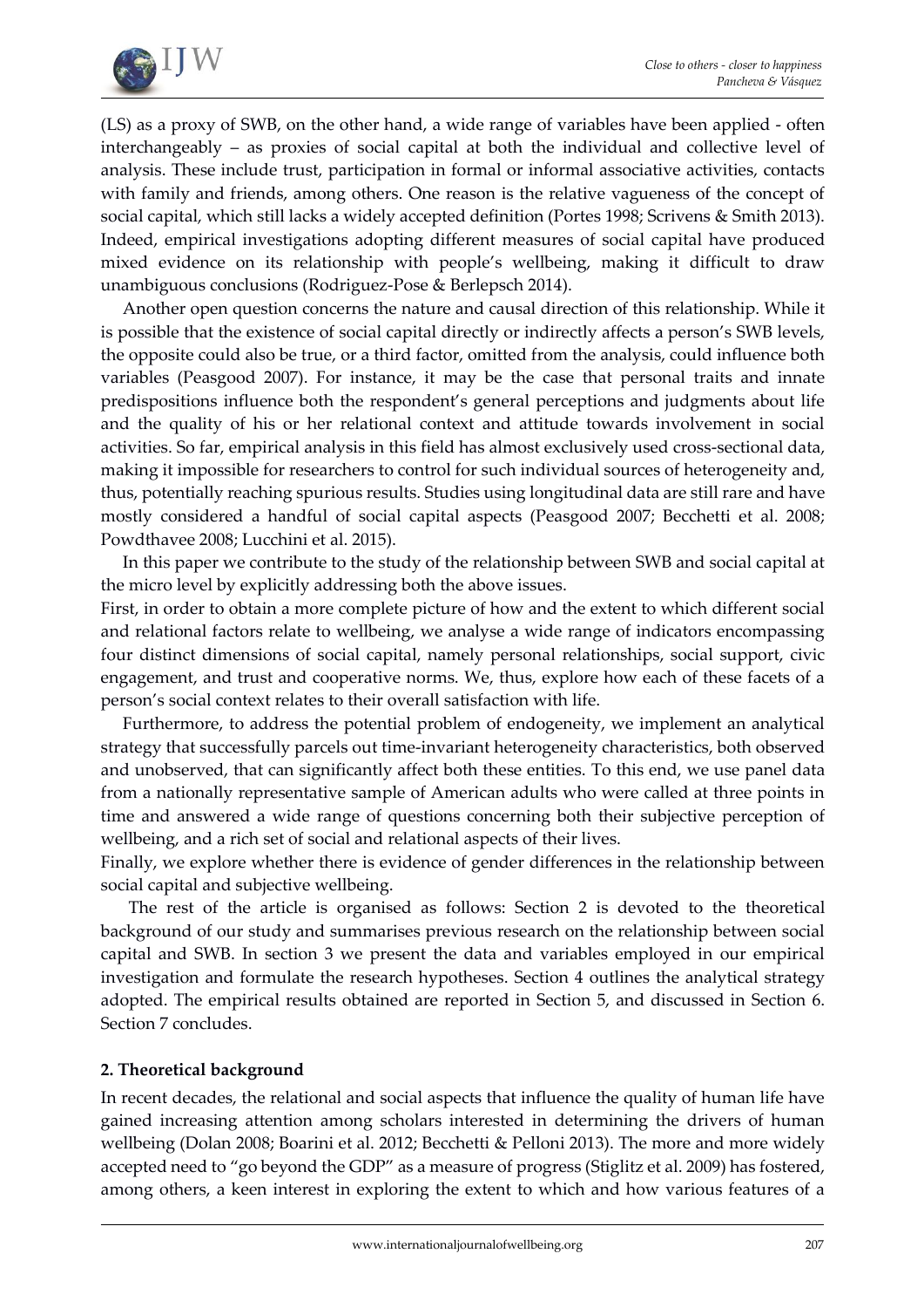(LS) as a proxy of SWB, on the other hand, a wide range of variables have been applied - often interchangeably – as proxies of social capital at both the individual and collective level of analysis. These include trust, participation in formal or informal associative activities, contacts with family and friends, among others. One reason is the relative vagueness of the concept of social capital, which still lacks a widely accepted definition (Portes 1998; Scrivens & Smith 2013). Indeed, empirical investigations adopting different measures of social capital have produced mixed evidence on its relationship with people's wellbeing, making it difficult to draw unambiguous conclusions (Rodriguez-Pose & Berlepsch 2014).

Another open question concerns the nature and causal direction of this relationship. While it is possible that the existence of social capital directly or indirectly affects a person's SWB levels, the opposite could also be true, or a third factor, omitted from the analysis, could influence both variables (Peasgood 2007). For instance, it may be the case that personal traits and innate predispositions influence both the respondent's general perceptions and judgments about life and the quality of his or her relational context and attitude towards involvement in social activities. So far, empirical analysis in this field has almost exclusively used cross-sectional data, making it impossible for researchers to control for such individual sources of heterogeneity and, thus, potentially reaching spurious results. Studies using longitudinal data are still rare and have mostly considered a handful of social capital aspects (Peasgood 2007; Becchetti et al. 2008; Powdthavee 2008; Lucchini et al. 2015).

In this paper we contribute to the study of the relationship between SWB and social capital at the micro level by explicitly addressing both the above issues.

First, in order to obtain a more complete picture of how and the extent to which different social and relational factors relate to wellbeing, we analyse a wide range of indicators encompassing four distinct dimensions of social capital, namely personal relationships, social support, civic engagement, and trust and cooperative norms. We, thus, explore how each of these facets of a person's social context relates to their overall satisfaction with life.

Furthermore, to address the potential problem of endogeneity, we implement an analytical strategy that successfully parcels out time-invariant heterogeneity characteristics, both observed and unobserved, that can significantly affect both these entities. To this end, we use panel data from a nationally representative sample of American adults who were called at three points in time and answered a wide range of questions concerning both their subjective perception of wellbeing, and a rich set of social and relational aspects of their lives.

Finally, we explore whether there is evidence of gender differences in the relationship between social capital and subjective wellbeing.

The rest of the article is organised as follows: Section 2 is devoted to the theoretical background of our study and summarises previous research on the relationship between social capital and SWB. In section 3 we present the data and variables employed in our empirical investigation and formulate the research hypotheses. Section 4 outlines the analytical strategy adopted. The empirical results obtained are reported in Section 5, and discussed in Section 6. Section 7 concludes.

## 2. Theoretical background

In recent decades, the relational and social aspects that influence the quality of human life have gained increasing attention among scholars interested in determining the drivers of human wellbeing (Dolan 2008; Boarini et al. 2012; Becchetti & Pelloni 2013). The more and more widely accepted need to "go beyond the GDP" as a measure of progress (Stiglitz et al. 2009) has fostered, among others, a keen interest in exploring the extent to which and how various features of a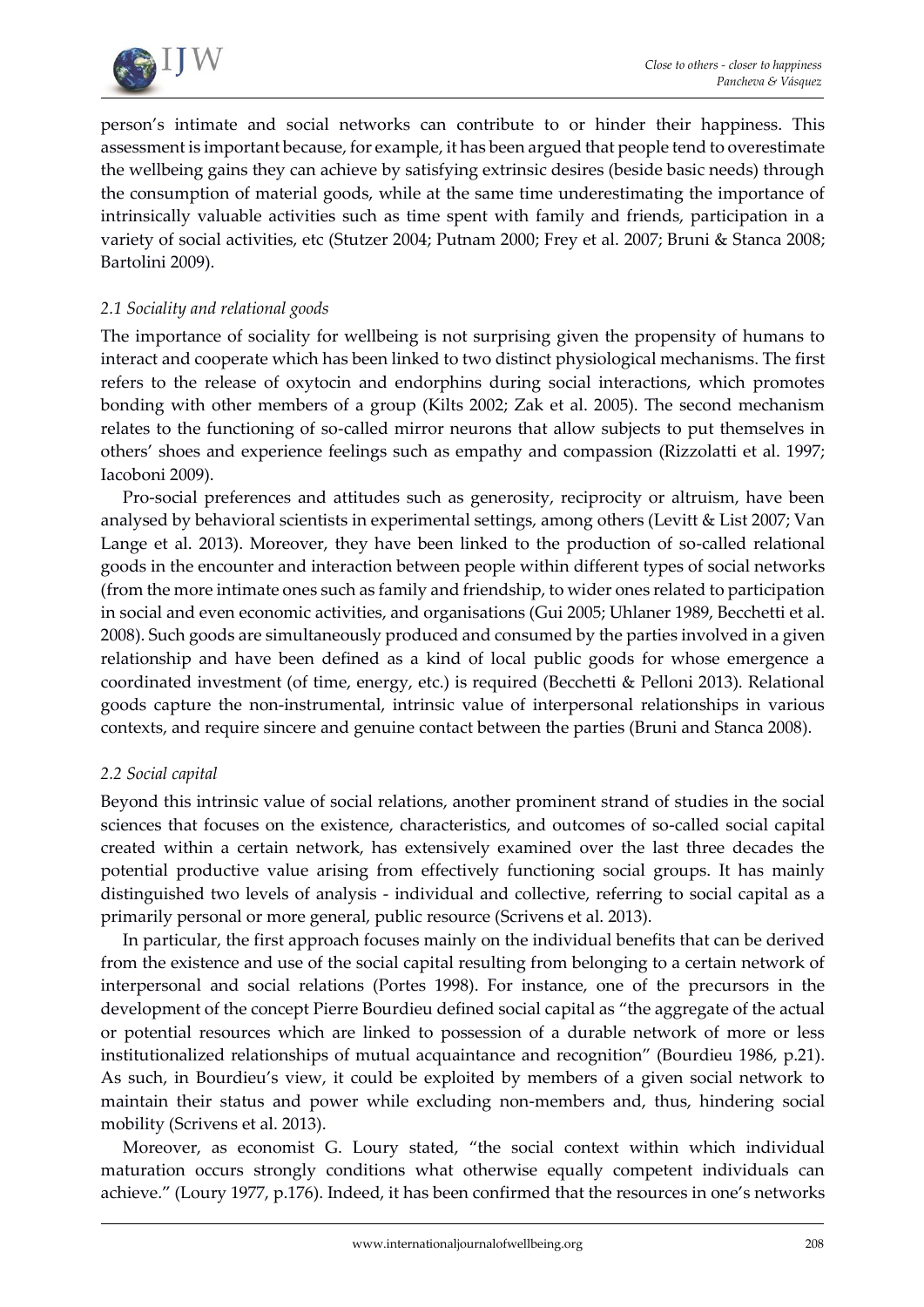person's intimate and social networks can contribute to or hinder their happiness. This assessment is important because, for example, it has been argued that people tend to overestimate the wellbeing gains they can achieve by satisfying extrinsic desires (beside basic needs) through the consumption of material goods, while at the same time underestimating the importance of intrinsically valuable activities such as time spent with family and friends, participation in a variety of social activities, etc (Stutzer 2004; Putnam 2000; Frey et al. 2007; Bruni & Stanca 2008; Bartolini 2009).

### *2.1 Sociality and relational goods*

The importance of sociality for wellbeing is not surprising given the propensity of humans to interact and cooperate which has been linked to two distinct physiological mechanisms. The first refers to the release of oxytocin and endorphins during social interactions, which promotes bonding with other members of a group (Kilts 2002; Zak et al. 2005). The second mechanism relates to the functioning of so-called mirror neurons that allow subjects to put themselves in others' shoes and experience feelings such as empathy and compassion (Rizzolatti et al. 1997; Iacoboni 2009).

Pro-social preferences and attitudes such as generosity, reciprocity or altruism, have been analysed by behavioral scientists in experimental settings, among others (Levitt & List 2007; Van Lange et al. 2013). Moreover, they have been linked to the production of so-called relational goods in the encounter and interaction between people within different types of social networks (from the more intimate ones such as family and friendship, to wider ones related to participation in social and even economic activities, and organisations (Gui 2005; Uhlaner 1989, Becchetti et al. 2008). Such goods are simultaneously produced and consumed by the parties involved in a given relationship and have been defined as a kind of local public goods for whose emergence a coordinated investment (of time, energy, etc.) is required (Becchetti & Pelloni 2013). Relational goods capture the non-instrumental, intrinsic value of interpersonal relationships in various contexts, and require sincere and genuine contact between the parties (Bruni and Stanca 2008).

### *2.2 Social capital*

Beyond this intrinsic value of social relations, another prominent strand of studies in the social sciences that focuses on the existence, characteristics, and outcomes of so-called social capital created within a certain network, has extensively examined over the last three decades the potential productive value arising from effectively functioning social groups. It has mainly distinguished two levels of analysis - individual and collective, referring to social capital as a primarily personal or more general, public resource (Scrivens et al. 2013).

In particular, the first approach focuses mainly on the individual benefits that can be derived from the existence and use of the social capital resulting from belonging to a certain network of interpersonal and social relations (Portes 1998). For instance, one of the precursors in the development of the concept Pierre Bourdieu defined social capital as "the aggregate of the actual or potential resources which are linked to possession of a durable network of more or less institutionalized relationships of mutual acquaintance and recognition" (Bourdieu 1986, p.21). As such, in Bourdieu's view, it could be exploited by members of a given social network to maintain their status and power while excluding non-members and, thus, hindering social mobility (Scrivens et al. 2013).

Moreover, as economist G. Loury stated, "the social context within which individual maturation occurs strongly conditions what otherwise equally competent individuals can achieve." (Loury 1977, p.176). Indeed, it has been confirmed that the resources in one's networks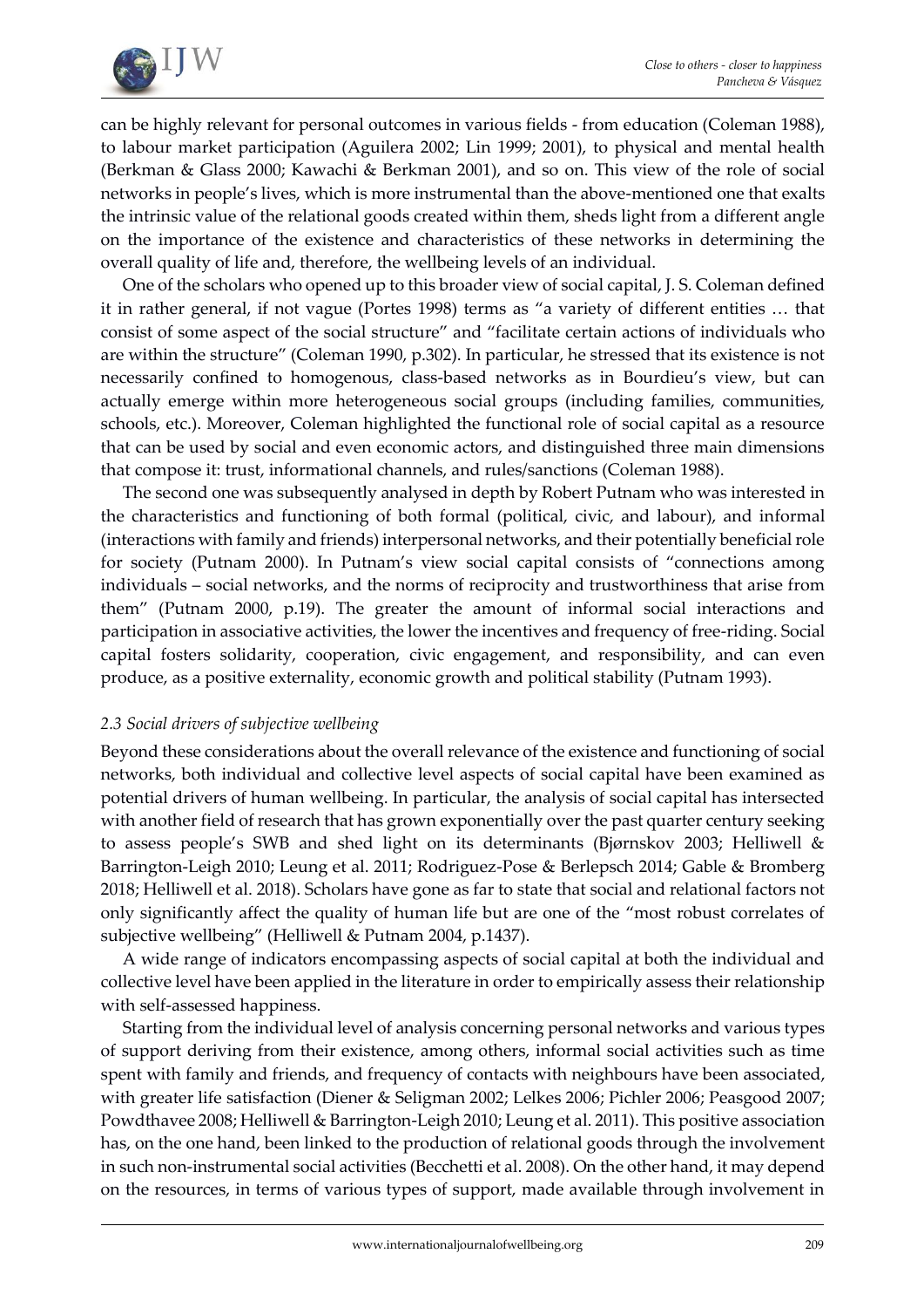can be highly relevant for personal outcomes in various fields - from education (Coleman 1988), to labour market participation (Aguilera 2002; Lin 1999; 2001), to physical and mental health (Berkman & Glass 2000; Kawachi & Berkman 2001), and so on. This view of the role of social networks in people's lives, which is more instrumental than the above-mentioned one that exalts the intrinsic value of the relational goods created within them, sheds light from a different angle on the importance of the existence and characteristics of these networks in determining the overall quality of life and, therefore, the wellbeing levels of an individual.

One of the scholars who opened up to this broader view of social capital, J. S. Coleman defined it in rather general, if not vague (Portes 1998) terms as "a variety of different entities … that consist of some aspect of the social structure" and "facilitate certain actions of individuals who are within the structure" (Coleman 1990, p.302). In particular, he stressed that its existence is not necessarily confined to homogenous, class-based networks as in Bourdieu's view, but can actually emerge within more heterogeneous social groups (including families, communities, schools, etc.). Moreover, Coleman highlighted the functional role of social capital as a resource that can be used by social and even economic actors, and distinguished three main dimensions that compose it: trust, informational channels, and rules/sanctions (Coleman 1988).

The second one was subsequently analysed in depth by Robert Putnam who was interested in the characteristics and functioning of both formal (political, civic, and labour), and informal (interactions with family and friends) interpersonal networks, and their potentially beneficial role for society (Putnam 2000). In Putnam's view social capital consists of "connections among individuals – social networks, and the norms of reciprocity and trustworthiness that arise from them" (Putnam 2000, p.19). The greater the amount of informal social interactions and participation in associative activities, the lower the incentives and frequency of free-riding. Social capital fosters solidarity, cooperation, civic engagement, and responsibility, and can even produce, as a positive externality, economic growth and political stability (Putnam 1993).

### *2.3 Social drivers of subjective wellbeing*

Beyond these considerations about the overall relevance of the existence and functioning of social networks, both individual and collective level aspects of social capital have been examined as potential drivers of human wellbeing. In particular, the analysis of social capital has intersected with another field of research that has grown exponentially over the past quarter century seeking to assess people's SWB and shed light on its determinants (Bjørnskov 2003; Helliwell & Barrington-Leigh 2010; Leung et al. 2011; Rodriguez-Pose & Berlepsch 2014; Gable & Bromberg 2018; Helliwell et al. 2018). Scholars have gone as far to state that social and relational factors not only significantly affect the quality of human life but are one of the "most robust correlates of subjective wellbeing" (Helliwell & Putnam 2004, p.1437).

A wide range of indicators encompassing aspects of social capital at both the individual and collective level have been applied in the literature in order to empirically assess their relationship with self-assessed happiness.

Starting from the individual level of analysis concerning personal networks and various types of support deriving from their existence, among others, informal social activities such as time spent with family and friends, and frequency of contacts with neighbours have been associated, with greater life satisfaction (Diener & Seligman 2002; Lelkes 2006; Pichler 2006; Peasgood 2007; Powdthavee 2008; Helliwell & Barrington-Leigh 2010; Leung et al. 2011). This positive association has, on the one hand, been linked to the production of relational goods through the involvement in such non-instrumental social activities (Becchetti et al. 2008). On the other hand, it may depend on the resources, in terms of various types of support, made available through involvement in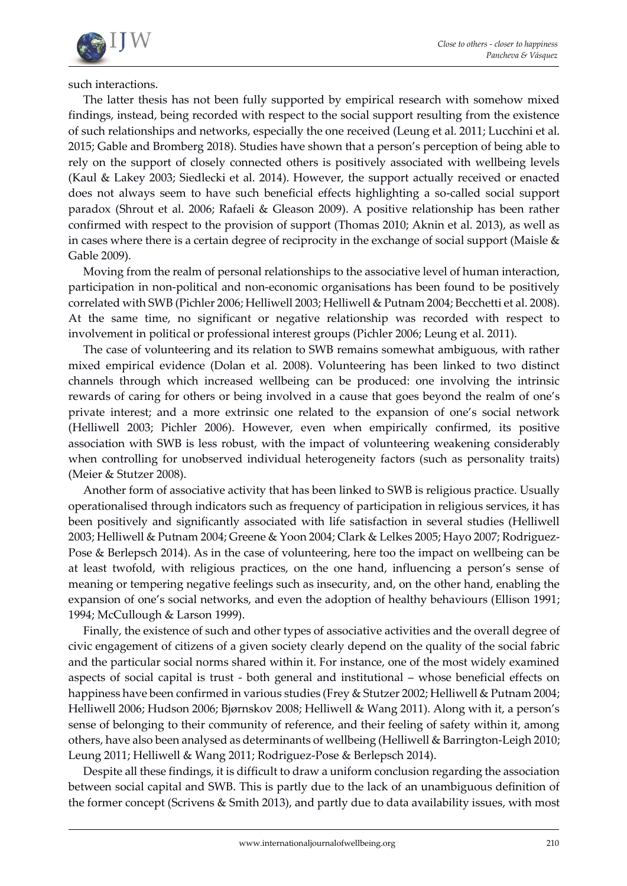such interactions.

The latter thesis has not been fully supported by empirical research with somehow mixed findings, instead, being recorded with respect to the social support resulting from the existence of such relationships and networks, especially the one received (Leung et al. 2011; Lucchini et al. 2015; Gable and Bromberg 2018). Studies have shown that a person's perception of being able to rely on the support of closely connected others is positively associated with wellbeing levels (Kaul & Lakey 2003; Siedlecki et al. 2014). However, the support actually received or enacted does not always seem to have such beneficial effects highlighting a so-called social support paradox (Shrout et al. 2006; Rafaeli & Gleason 2009). A positive relationship has been rather confirmed with respect to the provision of support (Thomas 2010; Aknin et al. 2013), as well as in cases where there is a certain degree of reciprocity in the exchange of social support (Maisle & Gable 2009).

Moving from the realm of personal relationships to the associative level of human interaction, participation in non-political and non-economic organisations has been found to be positively correlated with SWB (Pichler 2006; Helliwell 2003; Helliwell & Putnam 2004; Becchetti et al. 2008). At the same time, no significant or negative relationship was recorded with respect to involvement in political or professional interest groups (Pichler 2006; Leung et al. 2011).

The case of volunteering and its relation to SWB remains somewhat ambiguous, with rather mixed empirical evidence (Dolan et al. 2008). Volunteering has been linked to two distinct channels through which increased wellbeing can be produced: one involving the intrinsic rewards of caring for others or being involved in a cause that goes beyond the realm of one's private interest; and a more extrinsic one related to the expansion of one's social network (Helliwell 2003; Pichler 2006). However, even when empirically confirmed, its positive association with SWB is less robust, with the impact of volunteering weakening considerably when controlling for unobserved individual heterogeneity factors (such as personality traits) (Meier & Stutzer 2008).

Another form of associative activity that has been linked to SWB is religious practice. Usually operationalised through indicators such as frequency of participation in religious services, it has been positively and significantly associated with life satisfaction in several studies (Helliwell 2003; Helliwell & Putnam 2004; Greene & Yoon 2004; Clark & Lelkes 2005; Hayo 2007; Rodriguez-Pose & Berlepsch 2014). As in the case of volunteering, here too the impact on wellbeing can be at least twofold, with religious practices, on the one hand, influencing a person's sense of meaning or tempering negative feelings such as insecurity, and, on the other hand, enabling the expansion of one's social networks, and even the adoption of healthy behaviours (Ellison 1991; 1994; McCullough & Larson 1999).

Finally, the existence of such and other types of associative activities and the overall degree of civic engagement of citizens of a given society clearly depend on the quality of the social fabric and the particular social norms shared within it. For instance, one of the most widely examined aspects of social capital is trust - both general and institutional – whose beneficial effects on happiness have been confirmed in various studies (Frey & Stutzer 2002; Helliwell & Putnam 2004; Helliwell 2006; Hudson 2006; Bjørnskov 2008; Helliwell & Wang 2011). Along with it, a person's sense of belonging to their community of reference, and their feeling of safety within it, among others, have also been analysed as determinants of wellbeing (Helliwell & Barrington-Leigh 2010; Leung 2011; Helliwell & Wang 2011; Rodriguez-Pose & Berlepsch 2014).

Despite all these findings, it is difficult to draw a uniform conclusion regarding the association between social capital and SWB. This is partly due to the lack of an unambiguous definition of the former concept (Scrivens & Smith 2013), and partly due to data availability issues, with most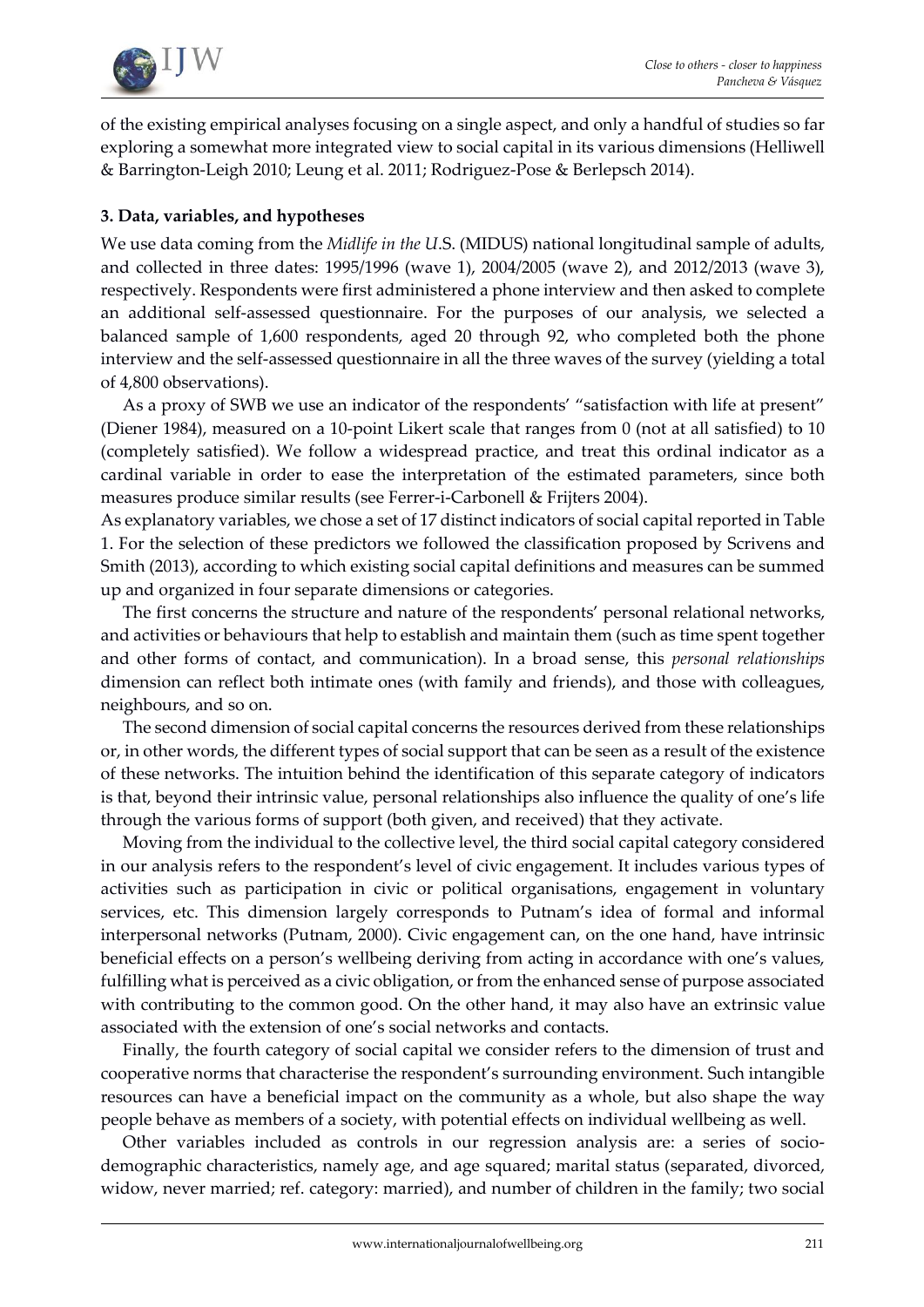of the existing empirical analyses focusing on a single aspect, and only a handful of studies so far exploring a somewhat more integrated view to social capital in its various dimensions (Helliwell & Barrington-Leigh 2010; Leung et al. 2011; Rodriguez-Pose & Berlepsch 2014).

### 3. Data, variables, and hypotheses

We use data coming from the *Midlife in the U.S.* (MIDUS) national longitudinal sample of adults, and collected in three dates: 1995/1996 (wave 1), 2004/2005 (wave 2), and 2012/2013 (wave 3), respectively. Respondents were first administered a phone interview and then asked to complete an additional self-assessed questionnaire. For the purposes of our analysis, we selected a balanced sample of 1,600 respondents, aged 20 through 92, who completed both the phone interview and the self-assessed questionnaire in all the three waves of the survey (yielding a total of 4,800 observations).

As a proxy of SWB we use an indicator of the respondents' "satisfaction with life at present" (Diener 1984), measured on a 10-point Likert scale that ranges from 0 (not at all satisfied) to 10 (completely satisfied). We follow a widespread practice, and treat this ordinal indicator as a cardinal variable in order to ease the interpretation of the estimated parameters, since both measures produce similar results (see Ferrer-i-Carbonell & Frijters 2004).

As explanatory variables, we chose a set of 17 distinct indicators of social capital reported in Table 1. For the selection of these predictors we followed the classification proposed by Scrivens and Smith (2013), according to which existing social capital definitions and measures can be summed up and organized in four separate dimensions or categories.

The first concerns the structure and nature of the respondents' personal relational networks, and activities or behaviours that help to establish and maintain them (such as time spent together and other forms of contact, and communication). In a broad sense, this *personal relationships* dimension can reflect both intimate ones (with family and friends), and those with colleagues, neighbours, and so on.

The second dimension of social capital concerns the resources derived from these relationships or, in other words, the different types of social support that can be seen as a result of the existence of these networks. The intuition behind the identification of this separate category of indicators is that, beyond their intrinsic value, personal relationships also influence the quality of one's life through the various forms of support (both given, and received) that they activate.

Moving from the individual to the collective level, the third social capital category considered in our analysis refers to the respondent's level of civic engagement. It includes various types of activities such as participation in civic or political organisations, engagement in voluntary services, etc. This dimension largely corresponds to Putnam's idea of formal and informal interpersonal networks (Putnam, 2000). Civic engagement can, on the one hand, have intrinsic beneficial effects on a person's wellbeing deriving from acting in accordance with one's values, fulfilling what is perceived as a civic obligation, or from the enhanced sense of purpose associated with contributing to the common good. On the other hand, it may also have an extrinsic value associated with the extension of one's social networks and contacts.

Finally, the fourth category of social capital we consider refers to the dimension of trust and cooperative norms that characterise the respondent's surrounding environment. Such intangible resources can have a beneficial impact on the community as a whole, but also shape the way people behave as members of a society, with potential effects on individual wellbeing as well.

Other variables included as controls in our regression analysis are: a series of socio-demographic characteristics, namely age, and age squared; marital status (separated, divorced, widow, never married; ref. category: married), and number of children in the family; two social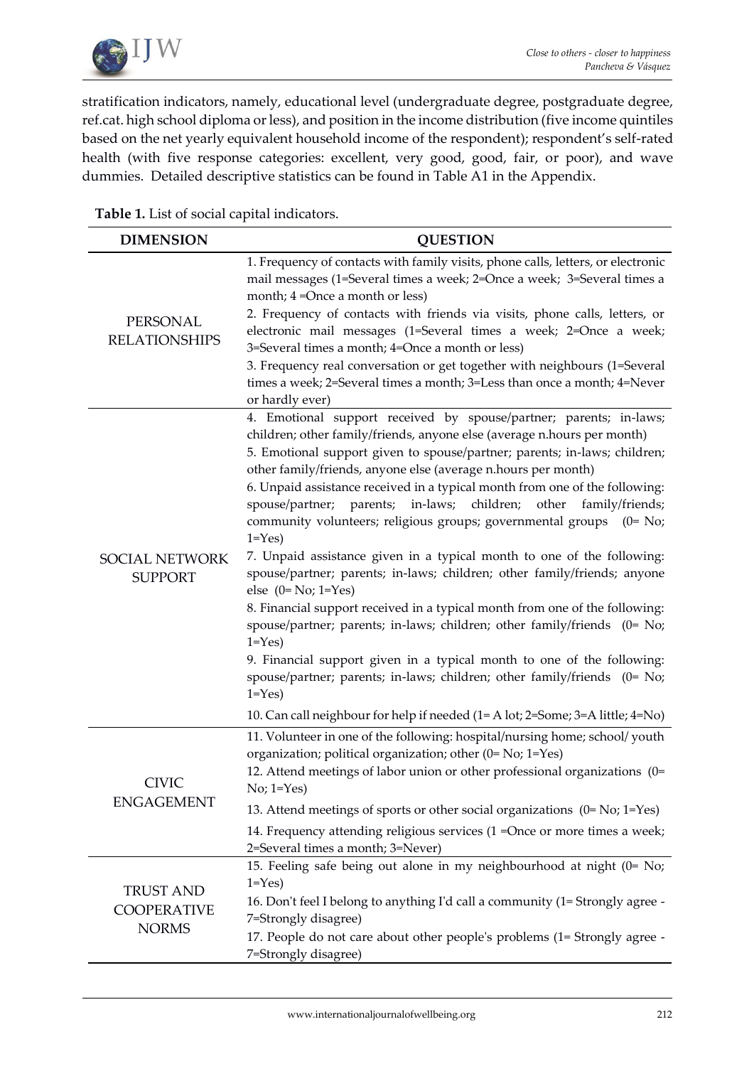stratification indicators, namely, educational level (undergraduate degree, postgraduate degree, ref.cat. high school diploma or less), and position in the income distribution (five income quintiles based on the net yearly equivalent household income of the respondent); respondent's self-rated health (with five response categories: excellent, very good, good, fair, or poor), and wave dummies. Detailed descriptive statistics can be found in Table A1 in the Appendix.

**Table 1.** List of social capital indicators.

| DIMENSION | QUESTION |
|---|---|
| PERSONAL RELATIONSHIPS | 1. Frequency of contacts with family visits, phone calls, letters, or electronic mail messages (1=Several times a week; 2=Once a week; 3=Several times a month; 4 =Once a month or less) |
| | 2. Frequency of contacts with friends via visits, phone calls, letters, or electronic mail messages (1=Several times a week; 2=Once a week; 3=Several times a month; 4=Once a month or less) |
| | 3. Frequency real conversation or get together with neighbours (1=Several times a week; 2=Several times a month; 3=Less than once a month; 4=Never or hardly ever) |
| SOCIAL NETWORK SUPPORT | 4. Emotional support received by spouse/partner; parents; in-laws; children; other family/friends, anyone else (average n.hours per month) |
| | 5. Emotional support given to spouse/partner; parents; in-laws; children; other family/friends, anyone else (average n.hours per month) |
| | 6. Unpaid assistance received in a typical month from one of the following: spouse/partner; parents; in-laws; children; other family/friends; community volunteers; religious groups; governmental groups (0= No; 1=Yes) |
| | 7. Unpaid assistance given in a typical month to one of the following: spouse/partner; parents; in-laws; children; other family/friends; anyone else (0= No; 1=Yes) |
| | 8. Financial support received in a typical month from one of the following: spouse/partner; parents; in-laws; children; other family/friends (0= No; 1=Yes) |
| | 9. Financial support given in a typical month to one of the following: spouse/partner; parents; in-laws; children; other family/friends (0= No; 1=Yes) |
| | 10. Can call neighbour for help if needed (1= A lot; 2=Some; 3=A little; 4=No) |
| CIVIC ENGAGEMENT | 11. Volunteer in one of the following: hospital/nursing home; school/ youth organization; political organization; other (0= No; 1=Yes) |
| | 12. Attend meetings of labor union or other professional organizations (0= No; 1=Yes) |
| | 13. Attend meetings of sports or other social organizations (0= No; 1=Yes) |
| | 14. Frequency attending religious services (1 =Once or more times a week; 2=Several times a month; 3=Never) |
| TRUST AND COOPERATIVE NORMS | 15. Feeling safe being out alone in my neighbourhood at night (0= No; 1=Yes) |
| | 16. Don't feel I belong to anything I'd call a community (1= Strongly agree - 7=Strongly disagree) |
| | 17. People do not care about other people's problems (1= Strongly agree - 7=Strongly disagree) |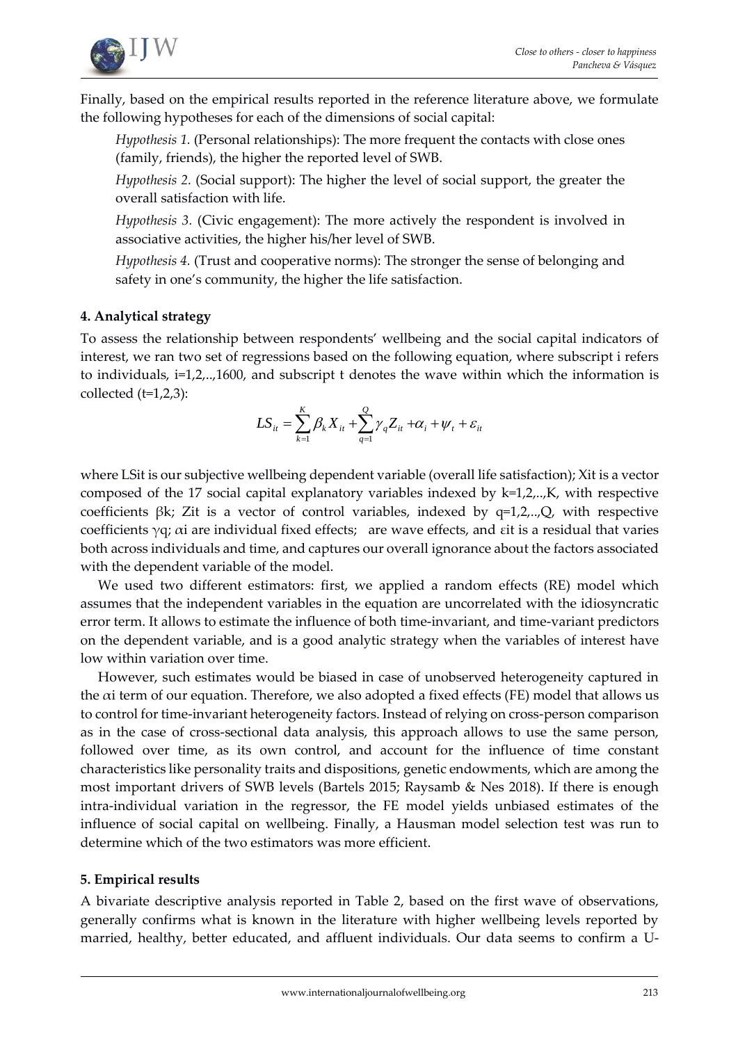Finally, based on the empirical results reported in the reference literature above, we formulate the following hypotheses for each of the dimensions of social capital:

> *Hypothesis 1.* (Personal relationships): The more frequent the contacts with close ones (family, friends), the higher the reported level of SWB.
>
> *Hypothesis 2.* (Social support): The higher the level of social support, the greater the overall satisfaction with life.
>
> *Hypothesis 3.* (Civic engagement): The more actively the respondent is involved in associative activities, the higher his/her level of SWB.
>
> *Hypothesis 4.* (Trust and cooperative norms): The stronger the sense of belonging and safety in one's community, the higher the life satisfaction.

### 4. Analytical strategy

To assess the relationship between respondents' wellbeing and the social capital indicators of interest, we ran two set of regressions based on the following equation, where subscript i refers to individuals, i=1,2,..,1600, and subscript t denotes the wave within which the information is collected (t=1,2,3):

$$LS_{it} = \sum_{k=1}^{K} \beta_k X_{it} + \sum_{q=1}^{Q} \gamma_q Z_{it} + \alpha_i + \psi_t + \varepsilon_{it}$$

where $LS_{it}$ is our subjective wellbeing dependent variable (overall life satisfaction); $X_{it}$ is a vector composed of the 17 social capital explanatory variables indexed by k=1,2,..,K, with respective coefficients $\beta_k$; $Z_{it}$ is a vector of control variables, indexed by q=1,2,..,Q, with respective coefficients $\gamma_q$; $\alpha_i$ are individual fixed effects; are wave effects, and $\varepsilon_{it}$ is a residual that varies both across individuals and time, and captures our overall ignorance about the factors associated with the dependent variable of the model.

We used two different estimators: first, we applied a random effects (RE) model which assumes that the independent variables in the equation are uncorrelated with the idiosyncratic error term. It allows to estimate the influence of both time-invariant, and time-variant predictors on the dependent variable, and is a good analytic strategy when the variables of interest have low within variation over time.

However, such estimates would be biased in case of unobserved heterogeneity captured in the $\alpha_i$ term of our equation. Therefore, we also adopted a fixed effects (FE) model that allows us to control for time-invariant heterogeneity factors. Instead of relying on cross-person comparison as in the case of cross-sectional data analysis, this approach allows to use the same person, followed over time, as its own control, and account for the influence of time constant characteristics like personality traits and dispositions, genetic endowments, which are among the most important drivers of SWB levels (Bartels 2015; Raysamb & Nes 2018). If there is enough intra-individual variation in the regressor, the FE model yields unbiased estimates of the influence of social capital on wellbeing. Finally, a Hausman model selection test was run to determine which of the two estimators was more efficient.

### 5. Empirical results

A bivariate descriptive analysis reported in Table 2, based on the first wave of observations, generally confirms what is known in the literature with higher wellbeing levels reported by married, healthy, better educated, and affluent individuals. Our data seems to confirm a U-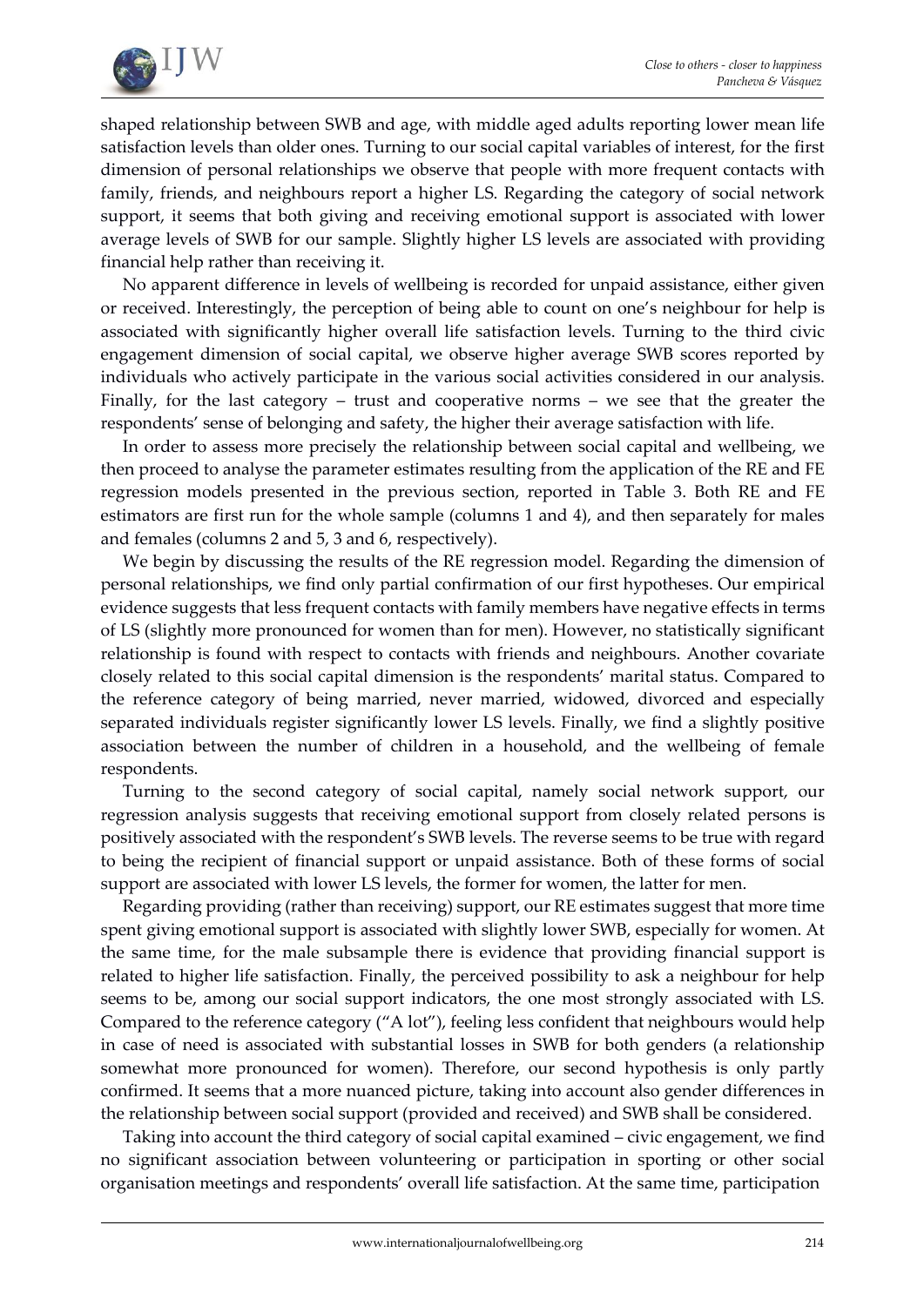shaped relationship between SWB and age, with middle aged adults reporting lower mean life satisfaction levels than older ones. Turning to our social capital variables of interest, for the first dimension of personal relationships we observe that people with more frequent contacts with family, friends, and neighbours report a higher LS. Regarding the category of social network support, it seems that both giving and receiving emotional support is associated with lower average levels of SWB for our sample. Slightly higher LS levels are associated with providing financial help rather than receiving it.

No apparent difference in levels of wellbeing is recorded for unpaid assistance, either given or received. Interestingly, the perception of being able to count on one's neighbour for help is associated with significantly higher overall life satisfaction levels. Turning to the third civic engagement dimension of social capital, we observe higher average SWB scores reported by individuals who actively participate in the various social activities considered in our analysis. Finally, for the last category – trust and cooperative norms – we see that the greater the respondents' sense of belonging and safety, the higher their average satisfaction with life.

In order to assess more precisely the relationship between social capital and wellbeing, we then proceed to analyse the parameter estimates resulting from the application of the RE and FE regression models presented in the previous section, reported in Table 3. Both RE and FE estimators are first run for the whole sample (columns 1 and 4), and then separately for males and females (columns 2 and 5, 3 and 6, respectively).

We begin by discussing the results of the RE regression model. Regarding the dimension of personal relationships, we find only partial confirmation of our first hypotheses. Our empirical evidence suggests that less frequent contacts with family members have negative effects in terms of LS (slightly more pronounced for women than for men). However, no statistically significant relationship is found with respect to contacts with friends and neighbours. Another covariate closely related to this social capital dimension is the respondents' marital status. Compared to the reference category of being married, never married, widowed, divorced and especially separated individuals register significantly lower LS levels. Finally, we find a slightly positive association between the number of children in a household, and the wellbeing of female respondents.

Turning to the second category of social capital, namely social network support, our regression analysis suggests that receiving emotional support from closely related persons is positively associated with the respondent's SWB levels. The reverse seems to be true with regard to being the recipient of financial support or unpaid assistance. Both of these forms of social support are associated with lower LS levels, the former for women, the latter for men.

Regarding providing (rather than receiving) support, our RE estimates suggest that more time spent giving emotional support is associated with slightly lower SWB, especially for women. At the same time, for the male subsample there is evidence that providing financial support is related to higher life satisfaction. Finally, the perceived possibility to ask a neighbour for help seems to be, among our social support indicators, the one most strongly associated with LS. Compared to the reference category ("A lot"), feeling less confident that neighbours would help in case of need is associated with substantial losses in SWB for both genders (a relationship somewhat more pronounced for women). Therefore, our second hypothesis is only partly confirmed. It seems that a more nuanced picture, taking into account also gender differences in the relationship between social support (provided and received) and SWB shall be considered.

Taking into account the third category of social capital examined – civic engagement, we find no significant association between volunteering or participation in sporting or other social organisation meetings and respondents' overall life satisfaction. At the same time, participation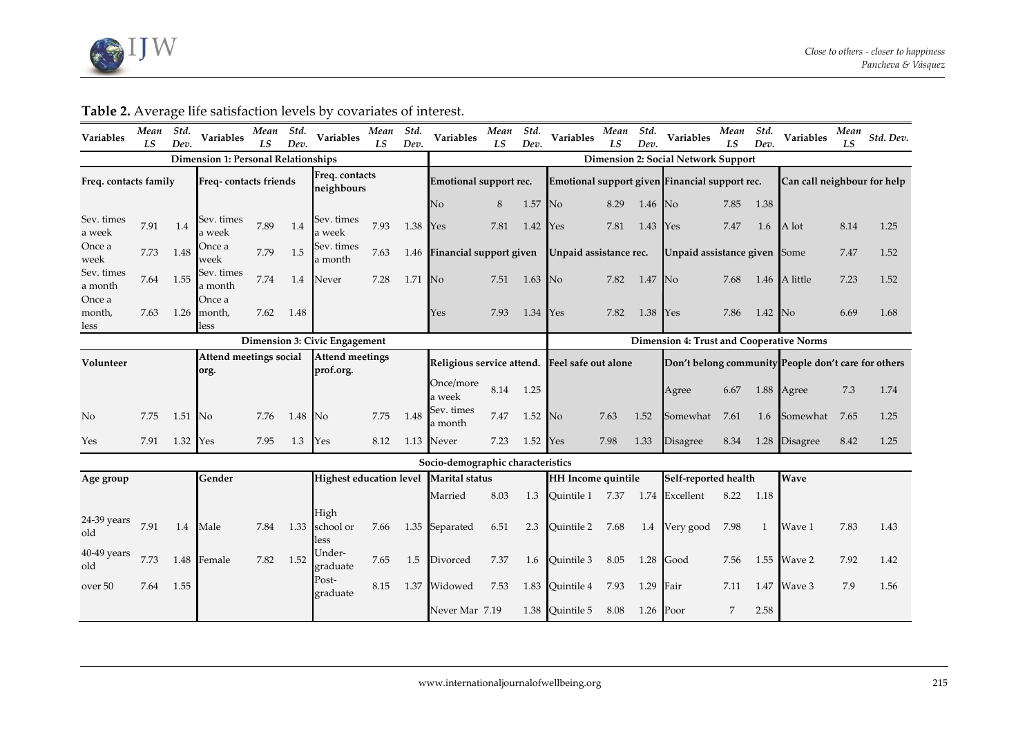**Table 2.** Average life satisfaction levels by covariates of interest.

| Variables | *Mean LS* | *Std. Dev.* | Variables | *Mean LS* | *Std. Dev.* | Variables | *Mean LS* | *Std. Dev.* | Variables | *Mean LS* | *Std. Dev.* | Variables | *Mean LS* | *Std. Dev.* | Variables | *Mean LS* | *Std. Dev.* | Variables | *Mean LS* | *Std. Dev.* |
|---|---|---|---|---|---|---|---|---|---|---|---|---|---|---|---|---|---|---|---|---|
| **Dimension 1: Personal Relationships** | | | | | | | | | **Dimension 2: Social Network Support** | | | | | | | | | | | |
| **Freq. contacts family** | | | **Freq- contacts friends** | | | **Freq. contacts neighbours** | | | **Emotional support rec.** | | | **Emotional support given** | | | **Financial support rec.** | | | **Can call neighbour for help** | | |
| | | | | | | | | | No | 8 | 1.57 | No | 8.29 | 1.46 | No | 7.85 | 1.38 | | | |
| Sev. times a week | 7.91 | 1.4 | Sev. times a week | 7.89 | 1.4 | Sev. times a week | 7.93 | 1.38 | Yes | 7.81 | 1.42 | Yes | 7.81 | 1.43 | Yes | 7.47 | 1.6 | A lot | 8.14 | 1.25 |
| Once a week | 7.73 | 1.48 | Once a week | 7.79 | 1.5 | Sev. times a month | 7.63 | 1.46 | **Financial support given** | | | **Unpaid assistance rec.** | | | **Unpaid assistance given** | | | Some | 7.47 | 1.52 |
| Sev. times a month | 7.64 | 1.55 | Sev. times a month | 7.74 | 1.4 | Never | 7.28 | 1.71 | No | 7.51 | 1.63 | No | 7.82 | 1.47 | No | 7.68 | 1.46 | A little | 7.23 | 1.52 |
| Once a month, less | 7.63 | 1.26 | Once a month, less | 7.62 | 1.48 | | | | Yes | 7.93 | 1.34 | Yes | 7.82 | 1.38 | Yes | 7.86 | 1.42 | No | 6.69 | 1.68 |
| **Dimension 3: Civic Engagement** | | | | | | | | | | | | **Dimension 4: Trust and Cooperative Norms** | | | | | | | | |
| **Volunteer** | | | **Attend meetings social org.** | | | **Attend meetings prof.org.** | | | **Religious service attend.** | | | **Feel safe out alone** | | | **Don't belong community** | | | **People don't care for others** | | |
| | | | | | | | | | Once/more a week | 8.14 | 1.25 | | | | Agree | 6.67 | 1.88 | Agree | 7.3 | 1.74 |
| No | 7.75 | 1.51 | No | 7.76 | 1.48 | No | 7.75 | 1.48 | Sev. times a month | 7.47 | 1.52 | No | 7.63 | 1.52 | Somewhat | 7.61 | 1.6 | Somewhat | 7.65 | 1.25 |
| Yes | 7.91 | 1.32 | Yes | 7.95 | 1.3 | Yes | 8.12 | 1.13 | Never | 7.23 | 1.52 | Yes | 7.98 | 1.33 | Disagree | 8.34 | 1.28 | Disagree | 8.42 | 1.25 |
| **Socio-demographic characteristics** | | | | | | | | | | | | | | | | | | | | |
| **Age group** | | | **Gender** | | | **Highest education level** | | | **Marital status** | | | **HH Income quintile** | | | **Self-reported health** | | | **Wave** | | |
| | | | | | | | | | Married | 8.03 | 1.3 | Quintile 1 | 7.37 | 1.74 | Excellent | 8.22 | 1.18 | | | |
| 24-39 years old | 7.91 | 1.4 | Male | 7.84 | 1.33 | High school or less | 7.66 | 1.35 | Separated | 6.51 | 2.3 | Quintile 2 | 7.68 | 1.4 | Very good | 7.98 | 1 | Wave 1 | 7.83 | 1.43 |
| 40-49 years old | 7.73 | 1.48 | Female | 7.82 | 1.52 | Under-graduate | 7.65 | 1.5 | Divorced | 7.37 | 1.6 | Quintile 3 | 8.05 | 1.28 | Good | 7.56 | 1.55 | Wave 2 | 7.92 | 1.42 |
| over 50 | 7.64 | 1.55 | | | | Post-graduate | 8.15 | 1.37 | Widowed | 7.53 | 1.83 | Quintile 4 | 7.93 | 1.29 | Fair | 7.11 | 1.47 | Wave 3 | 7.9 | 1.56 |
| | | | | | | | | | Never Mar | 7.19 | 1.38 | Quintile 5 | 8.08 | 1.26 | Poor | 7 | 2.58 | | | |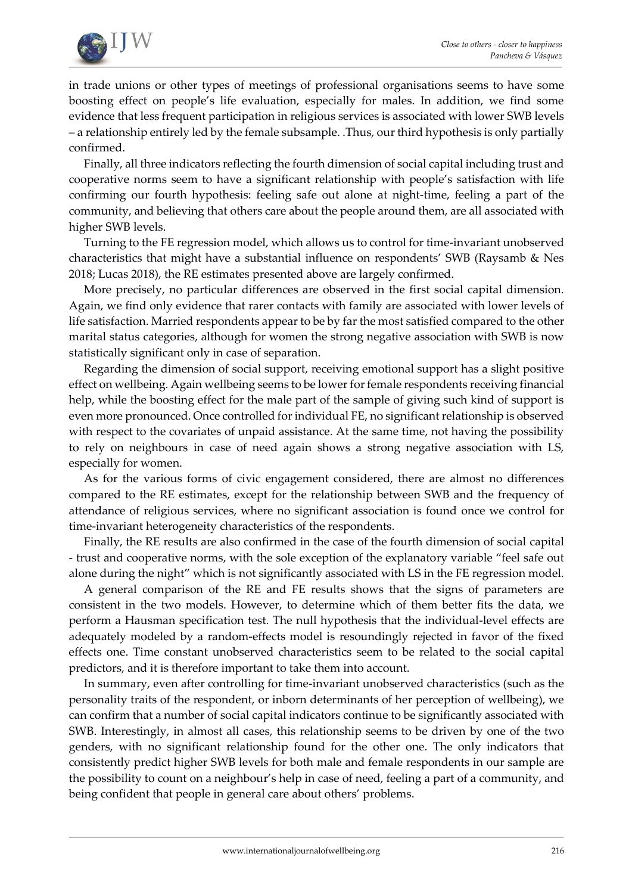in trade unions or other types of meetings of professional organisations seems to have some boosting effect on people's life evaluation, especially for males. In addition, we find some evidence that less frequent participation in religious services is associated with lower SWB levels – a relationship entirely led by the female subsample. .Thus, our third hypothesis is only partially confirmed.

Finally, all three indicators reflecting the fourth dimension of social capital including trust and cooperative norms seem to have a significant relationship with people's satisfaction with life confirming our fourth hypothesis: feeling safe out alone at night-time, feeling a part of the community, and believing that others care about the people around them, are all associated with higher SWB levels.

Turning to the FE regression model, which allows us to control for time-invariant unobserved characteristics that might have a substantial influence on respondents' SWB (Raysamb & Nes 2018; Lucas 2018), the RE estimates presented above are largely confirmed.

More precisely, no particular differences are observed in the first social capital dimension. Again, we find only evidence that rarer contacts with family are associated with lower levels of life satisfaction. Married respondents appear to be by far the most satisfied compared to the other marital status categories, although for women the strong negative association with SWB is now statistically significant only in case of separation.

Regarding the dimension of social support, receiving emotional support has a slight positive effect on wellbeing. Again wellbeing seems to be lower for female respondents receiving financial help, while the boosting effect for the male part of the sample of giving such kind of support is even more pronounced. Once controlled for individual FE, no significant relationship is observed with respect to the covariates of unpaid assistance. At the same time, not having the possibility to rely on neighbours in case of need again shows a strong negative association with LS, especially for women.

As for the various forms of civic engagement considered, there are almost no differences compared to the RE estimates, except for the relationship between SWB and the frequency of attendance of religious services, where no significant association is found once we control for time-invariant heterogeneity characteristics of the respondents.

Finally, the RE results are also confirmed in the case of the fourth dimension of social capital - trust and cooperative norms, with the sole exception of the explanatory variable "feel safe out alone during the night" which is not significantly associated with LS in the FE regression model.

A general comparison of the RE and FE results shows that the signs of parameters are consistent in the two models. However, to determine which of them better fits the data, we perform a Hausman specification test. The null hypothesis that the individual-level effects are adequately modeled by a random-effects model is resoundingly rejected in favor of the fixed effects one. Time constant unobserved characteristics seem to be related to the social capital predictors, and it is therefore important to take them into account.

In summary, even after controlling for time-invariant unobserved characteristics (such as the personality traits of the respondent, or inborn determinants of her perception of wellbeing), we can confirm that a number of social capital indicators continue to be significantly associated with SWB. Interestingly, in almost all cases, this relationship seems to be driven by one of the two genders, with no significant relationship found for the other one. The only indicators that consistently predict higher SWB levels for both male and female respondents in our sample are the possibility to count on a neighbour's help in case of need, feeling a part of a community, and being confident that people in general care about others' problems.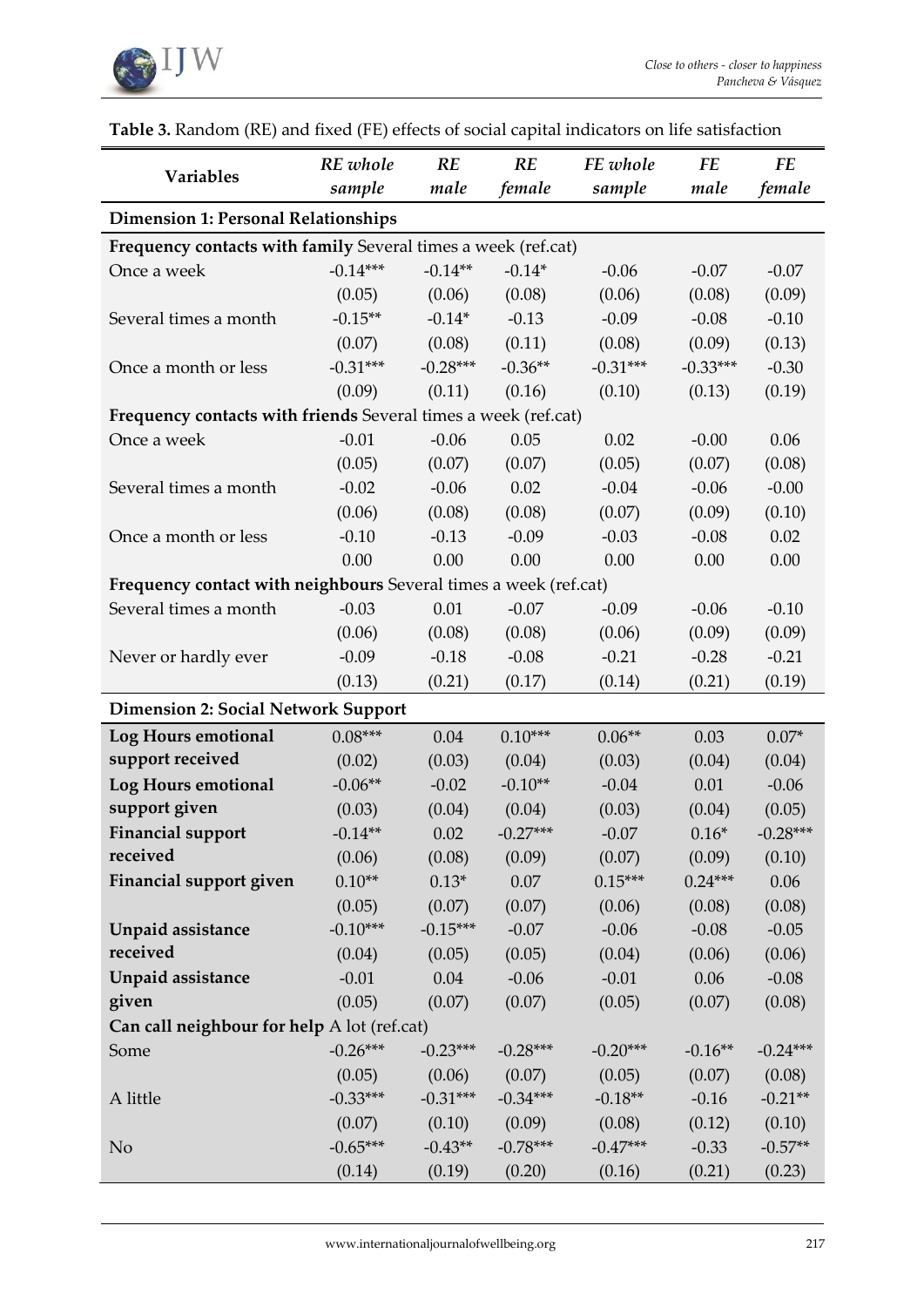**Table 3.** Random (RE) and fixed (FE) effects of social capital indicators on life satisfaction

| Variables | *RE whole sample* | *RE male* | *RE female* | *FE whole sample* | *FE male* | *FE female* |
|---|---|---|---|---|---|---|
| **Dimension 1: Personal Relationships** | | | | | | |
| **Frequency contacts with family** Several times a week (ref.cat) | | | | | | |
| Once a week | -0.14*** | -0.14** | -0.14* | -0.06 | -0.07 | -0.07 |
| | (0.05) | (0.06) | (0.08) | (0.06) | (0.08) | (0.09) |
| Several times a month | -0.15** | -0.14* | -0.13 | -0.09 | -0.08 | -0.10 |
| | (0.07) | (0.08) | (0.11) | (0.08) | (0.09) | (0.13) |
| Once a month or less | -0.31*** | -0.28*** | -0.36** | -0.31*** | -0.33*** | -0.30 |
| | (0.09) | (0.11) | (0.16) | (0.10) | (0.13) | (0.19) |
| **Frequency contacts with friends** Several times a week (ref.cat) | | | | | | |
| Once a week | -0.01 | -0.06 | 0.05 | 0.02 | -0.00 | 0.06 |
| | (0.05) | (0.07) | (0.07) | (0.05) | (0.07) | (0.08) |
| Several times a month | -0.02 | -0.06 | 0.02 | -0.04 | -0.06 | -0.00 |
| | (0.06) | (0.08) | (0.08) | (0.07) | (0.09) | (0.10) |
| Once a month or less | -0.10 | -0.13 | -0.09 | -0.03 | -0.08 | 0.02 |
| | 0.00 | 0.00 | 0.00 | 0.00 | 0.00 | 0.00 |
| **Frequency contact with neighbours** Several times a week (ref.cat) | | | | | | |
| Several times a month | -0.03 | 0.01 | -0.07 | -0.09 | -0.06 | -0.10 |
| | (0.06) | (0.08) | (0.08) | (0.06) | (0.09) | (0.09) |
| Never or hardly ever | -0.09 | -0.18 | -0.08 | -0.21 | -0.28 | -0.21 |
| | (0.13) | (0.21) | (0.17) | (0.14) | (0.21) | (0.19) |
| **Dimension 2: Social Network Support** | | | | | | |
| **Log Hours emotional support received** | 0.08*** | 0.04 | 0.10*** | 0.06** | 0.03 | 0.07* |
| | (0.02) | (0.03) | (0.04) | (0.03) | (0.04) | (0.04) |
| **Log Hours emotional support given** | -0.06** | -0.02 | -0.10** | -0.04 | 0.01 | -0.06 |
| | (0.03) | (0.04) | (0.04) | (0.03) | (0.04) | (0.05) |
| **Financial support received** | -0.14** | 0.02 | -0.27*** | -0.07 | 0.16* | -0.28*** |
| | (0.06) | (0.08) | (0.09) | (0.07) | (0.09) | (0.10) |
| **Financial support given** | 0.10** | 0.13* | 0.07 | 0.15*** | 0.24*** | 0.06 |
| | (0.05) | (0.07) | (0.07) | (0.06) | (0.08) | (0.08) |
| **Unpaid assistance received** | -0.10*** | -0.15*** | -0.07 | -0.06 | -0.08 | -0.05 |
| | (0.04) | (0.05) | (0.05) | (0.04) | (0.06) | (0.06) |
| **Unpaid assistance given** | -0.01 | 0.04 | -0.06 | -0.01 | 0.06 | -0.08 |
| | (0.05) | (0.07) | (0.07) | (0.05) | (0.07) | (0.08) |
| **Can call neighbour for help** A lot (ref.cat) | | | | | | |
| Some | -0.26*** | -0.23*** | -0.28*** | -0.20*** | -0.16** | -0.24*** |
| | (0.05) | (0.06) | (0.07) | (0.05) | (0.07) | (0.08) |
| A little | -0.33*** | -0.31*** | -0.34*** | -0.18** | -0.16 | -0.21** |
| | (0.07) | (0.10) | (0.09) | (0.08) | (0.12) | (0.10) |
| No | -0.65*** | -0.43** | -0.78*** | -0.47*** | -0.33 | -0.57** |
| | (0.14) | (0.19) | (0.20) | (0.16) | (0.21) | (0.23) |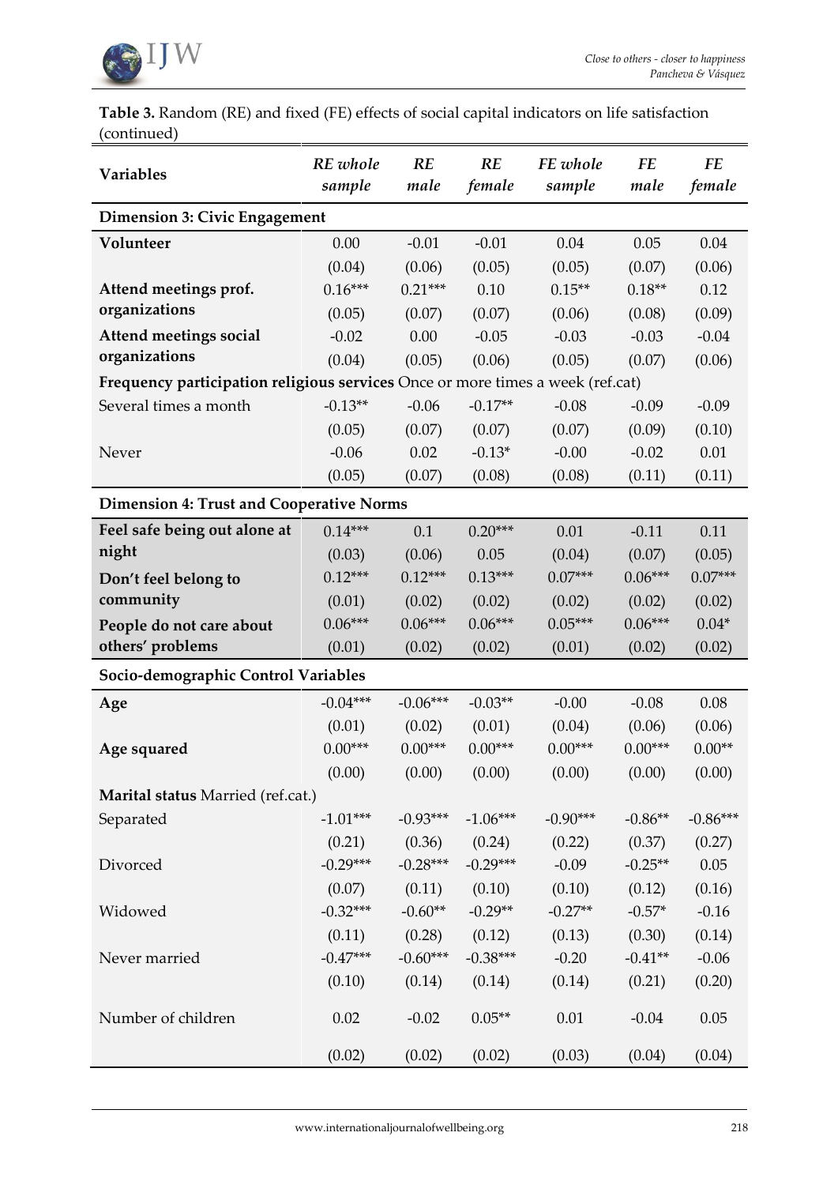**Table 3.** Random (RE) and fixed (FE) effects of social capital indicators on life satisfaction (continued)

| Variables | *RE whole sample* | *RE male* | *RE female* | *FE whole sample* | *FE male* | *FE female* |
|---|---|---|---|---|---|---|
| **Dimension 3: Civic Engagement** | | | | | | |
| **Volunteer** | 0.00 | -0.01 | -0.01 | 0.04 | 0.05 | 0.04 |
| | (0.04) | (0.06) | (0.05) | (0.05) | (0.07) | (0.06) |
| **Attend meetings prof. organizations** | 0.16*** | 0.21*** | 0.10 | 0.15** | 0.18** | 0.12 |
| | (0.05) | (0.07) | (0.07) | (0.06) | (0.08) | (0.09) |
| **Attend meetings social organizations** | -0.02 | 0.00 | -0.05 | -0.03 | -0.03 | -0.04 |
| | (0.04) | (0.05) | (0.06) | (0.05) | (0.07) | (0.06) |
| **Frequency participation religious services** Once or more times a week (ref.cat) | | | | | | |
| Several times a month | -0.13** | -0.06 | -0.17** | -0.08 | -0.09 | -0.09 |
| | (0.05) | (0.07) | (0.07) | (0.07) | (0.09) | (0.10) |
| Never | -0.06 | 0.02 | -0.13* | -0.00 | -0.02 | 0.01 |
| | (0.05) | (0.07) | (0.08) | (0.08) | (0.11) | (0.11) |
| **Dimension 4: Trust and Cooperative Norms** | | | | | | |
| **Feel safe being out alone at night** | 0.14*** | 0.1 | 0.20*** | 0.01 | -0.11 | 0.11 |
| | (0.03) | (0.06) | 0.05 | (0.04) | (0.07) | (0.05) |
| **Don't feel belong to community** | 0.12*** | 0.12*** | 0.13*** | 0.07*** | 0.06*** | 0.07*** |
| | (0.01) | (0.02) | (0.02) | (0.02) | (0.02) | (0.02) |
| **People do not care about others' problems** | 0.06*** | 0.06*** | 0.06*** | 0.05*** | 0.06*** | 0.04* |
| | (0.01) | (0.02) | (0.02) | (0.01) | (0.02) | (0.02) |
| **Socio-demographic Control Variables** | | | | | | |
| **Age** | -0.04*** | -0.06*** | -0.03** | -0.00 | -0.08 | 0.08 |
| | (0.01) | (0.02) | (0.01) | (0.04) | (0.06) | (0.06) |
| **Age squared** | 0.00*** | 0.00*** | 0.00*** | 0.00*** | 0.00*** | 0.00** |
| | (0.00) | (0.00) | (0.00) | (0.00) | (0.00) | (0.00) |
| **Marital status** Married (ref.cat.) | | | | | | |
| Separated | -1.01*** | -0.93*** | -1.06*** | -0.90*** | -0.86** | -0.86*** |
| | (0.21) | (0.36) | (0.24) | (0.22) | (0.37) | (0.27) |
| Divorced | -0.29*** | -0.28*** | -0.29*** | -0.09 | -0.25** | 0.05 |
| | (0.07) | (0.11) | (0.10) | (0.10) | (0.12) | (0.16) |
| Widowed | -0.32*** | -0.60** | -0.29** | -0.27** | -0.57* | -0.16 |
| | (0.11) | (0.28) | (0.12) | (0.13) | (0.30) | (0.14) |
| Never married | -0.47*** | -0.60*** | -0.38*** | -0.20 | -0.41** | -0.06 |
| | (0.10) | (0.14) | (0.14) | (0.14) | (0.21) | (0.20) |
| Number of children | 0.02 | -0.02 | 0.05** | 0.01 | -0.04 | 0.05 |
| | (0.02) | (0.02) | (0.02) | (0.03) | (0.04) | (0.04) |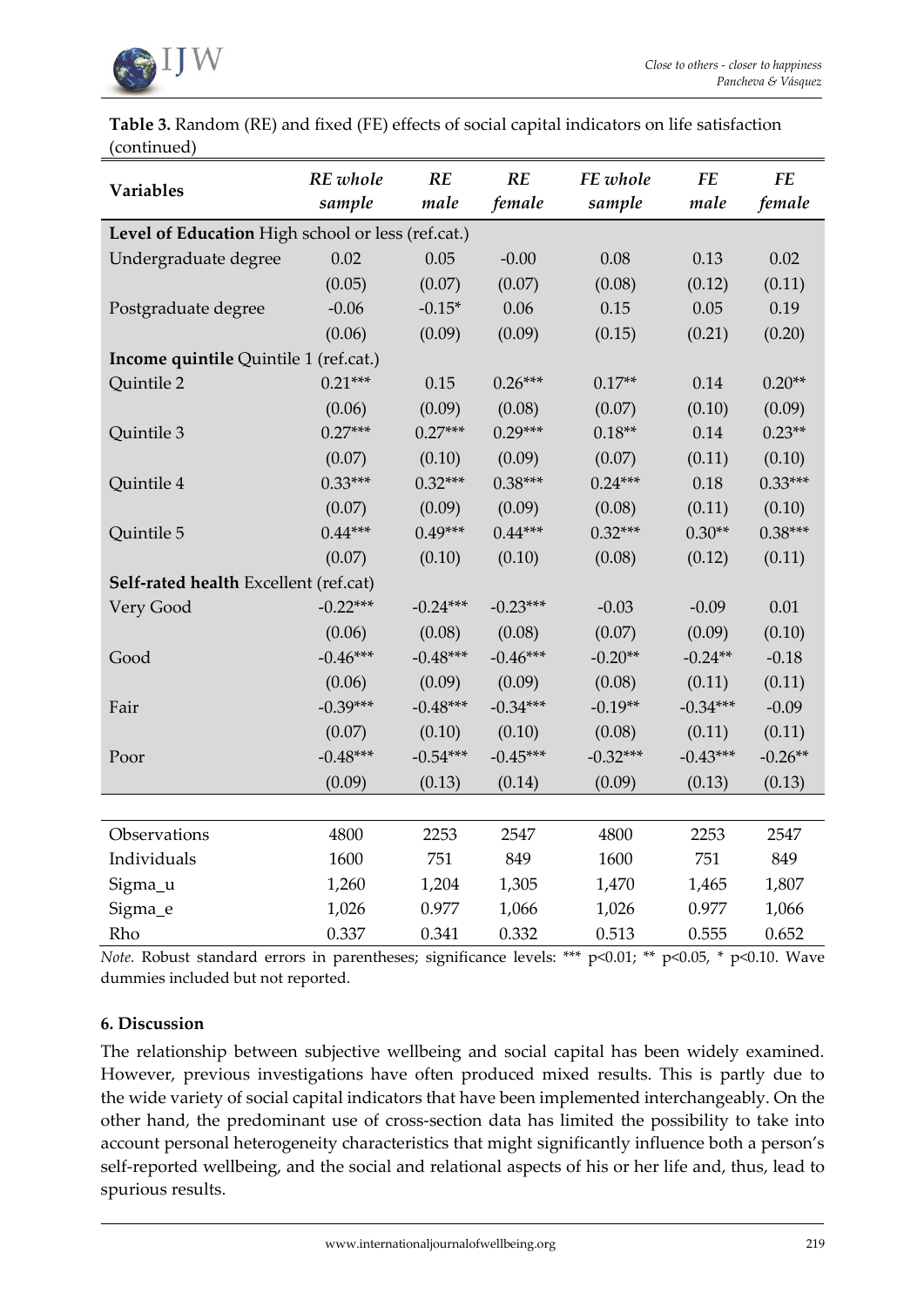**Table 3.** Random (RE) and fixed (FE) effects of social capital indicators on life satisfaction (continued)

| Variables | *RE whole sample* | *RE male* | *RE female* | *FE whole sample* | *FE male* | *FE female* |
|---|---|---|---|---|---|---|
| **Level of Education** High school or less (ref.cat.) | | | | | | |
| Undergraduate degree | 0.02 | 0.05 | -0.00 | 0.08 | 0.13 | 0.02 |
| | (0.05) | (0.07) | (0.07) | (0.08) | (0.12) | (0.11) |
| Postgraduate degree | -0.06 | -0.15* | 0.06 | 0.15 | 0.05 | 0.19 |
| | (0.06) | (0.09) | (0.09) | (0.15) | (0.21) | (0.20) |
| **Income quintile** Quintile 1 (ref.cat.) | | | | | | |
| Quintile 2 | 0.21*** | 0.15 | 0.26*** | 0.17** | 0.14 | 0.20** |
| | (0.06) | (0.09) | (0.08) | (0.07) | (0.10) | (0.09) |
| Quintile 3 | 0.27*** | 0.27*** | 0.29*** | 0.18** | 0.14 | 0.23** |
| | (0.07) | (0.10) | (0.09) | (0.07) | (0.11) | (0.10) |
| Quintile 4 | 0.33*** | 0.32*** | 0.38*** | 0.24*** | 0.18 | 0.33*** |
| | (0.07) | (0.09) | (0.09) | (0.08) | (0.11) | (0.10) |
| Quintile 5 | 0.44*** | 0.49*** | 0.44*** | 0.32*** | 0.30** | 0.38*** |
| | (0.07) | (0.10) | (0.10) | (0.08) | (0.12) | (0.11) |
| **Self-rated health** Excellent (ref.cat) | | | | | | |
| Very Good | -0.22*** | -0.24*** | -0.23*** | -0.03 | -0.09 | 0.01 |
| | (0.06) | (0.08) | (0.08) | (0.07) | (0.09) | (0.10) |
| Good | -0.46*** | -0.48*** | -0.46*** | -0.20** | -0.24** | -0.18 |
| | (0.06) | (0.09) | (0.09) | (0.08) | (0.11) | (0.11) |
| Fair | -0.39*** | -0.48*** | -0.34*** | -0.19** | -0.34*** | -0.09 |
| | (0.07) | (0.10) | (0.10) | (0.08) | (0.11) | (0.11) |
| Poor | -0.48*** | -0.54*** | -0.45*** | -0.32*** | -0.43*** | -0.26** |
| | (0.09) | (0.13) | (0.14) | (0.09) | (0.13) | (0.13) |
| Observations | 4800 | 2253 | 2547 | 4800 | 2253 | 2547 |
| Individuals | 1600 | 751 | 849 | 1600 | 751 | 849 |
| Sigma_u | 1,260 | 1,204 | 1,305 | 1,470 | 1,465 | 1,807 |
| Sigma_e | 1,026 | 0.977 | 1,066 | 1,026 | 0.977 | 1,066 |
| Rho | 0.337 | 0.341 | 0.332 | 0.513 | 0.555 | 0.652 |

*Note.* Robust standard errors in parentheses; significance levels: *** p<0.01; ** p<0.05, * p<0.10. Wave dummies included but not reported.

## 6. Discussion

The relationship between subjective wellbeing and social capital has been widely examined. However, previous investigations have often produced mixed results. This is partly due to the wide variety of social capital indicators that have been implemented interchangeably. On the other hand, the predominant use of cross-section data has limited the possibility to take into account personal heterogeneity characteristics that might significantly influence both a person's self-reported wellbeing, and the social and relational aspects of his or her life and, thus, lead to spurious results.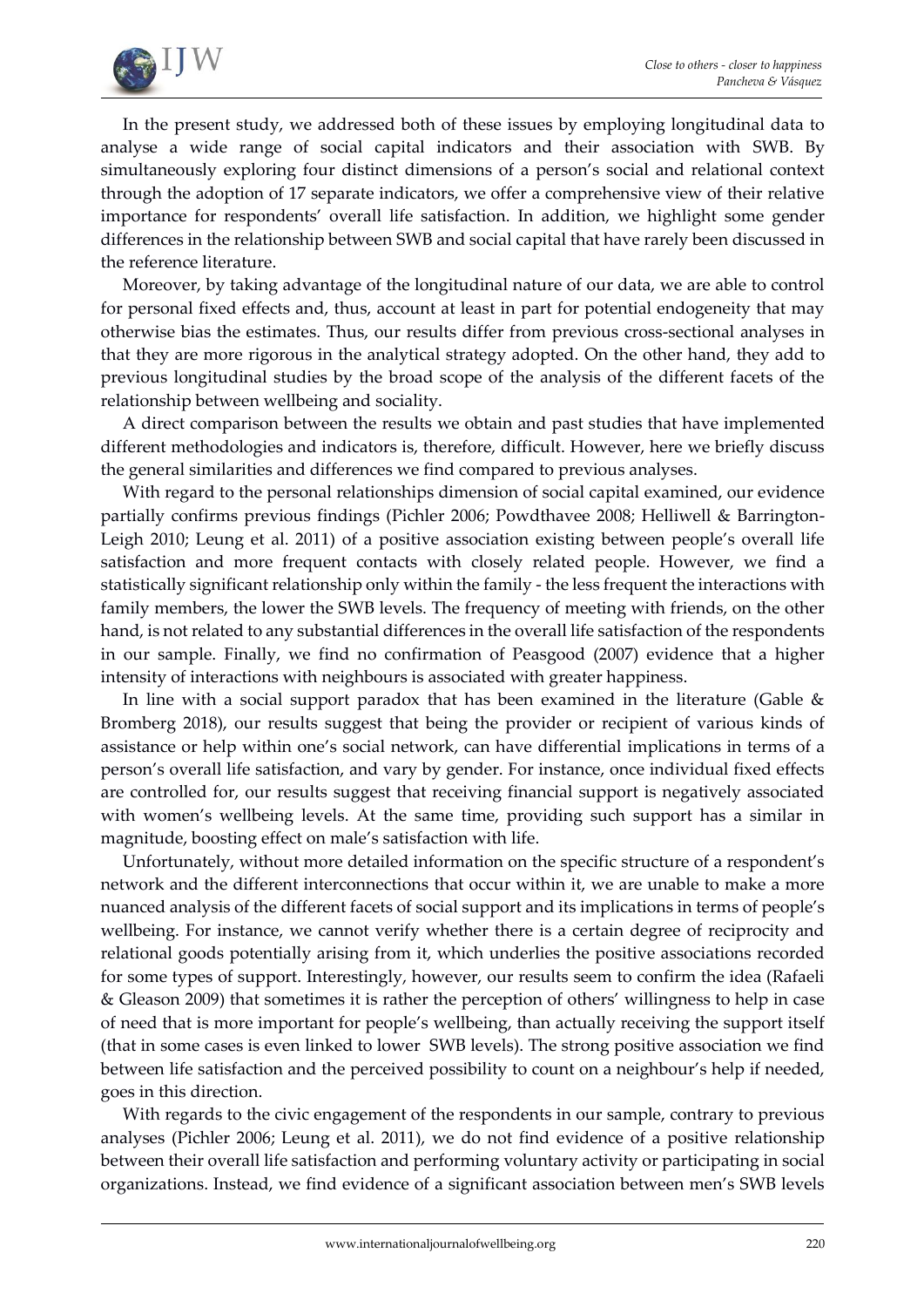In the present study, we addressed both of these issues by employing longitudinal data to analyse a wide range of social capital indicators and their association with SWB. By simultaneously exploring four distinct dimensions of a person's social and relational context through the adoption of 17 separate indicators, we offer a comprehensive view of their relative importance for respondents' overall life satisfaction. In addition, we highlight some gender differences in the relationship between SWB and social capital that have rarely been discussed in the reference literature.

Moreover, by taking advantage of the longitudinal nature of our data, we are able to control for personal fixed effects and, thus, account at least in part for potential endogeneity that may otherwise bias the estimates. Thus, our results differ from previous cross-sectional analyses in that they are more rigorous in the analytical strategy adopted. On the other hand, they add to previous longitudinal studies by the broad scope of the analysis of the different facets of the relationship between wellbeing and sociality.

A direct comparison between the results we obtain and past studies that have implemented different methodologies and indicators is, therefore, difficult. However, here we briefly discuss the general similarities and differences we find compared to previous analyses.

With regard to the personal relationships dimension of social capital examined, our evidence partially confirms previous findings (Pichler 2006; Powdthavee 2008; Helliwell & Barrington-Leigh 2010; Leung et al. 2011) of a positive association existing between people's overall life satisfaction and more frequent contacts with closely related people. However, we find a statistically significant relationship only within the family - the less frequent the interactions with family members, the lower the SWB levels. The frequency of meeting with friends, on the other hand, is not related to any substantial differences in the overall life satisfaction of the respondents in our sample. Finally, we find no confirmation of Peasgood (2007) evidence that a higher intensity of interactions with neighbours is associated with greater happiness.

In line with a social support paradox that has been examined in the literature (Gable & Bromberg 2018), our results suggest that being the provider or recipient of various kinds of assistance or help within one's social network, can have differential implications in terms of a person's overall life satisfaction, and vary by gender. For instance, once individual fixed effects are controlled for, our results suggest that receiving financial support is negatively associated with women's wellbeing levels. At the same time, providing such support has a similar in magnitude, boosting effect on male's satisfaction with life.

Unfortunately, without more detailed information on the specific structure of a respondent's network and the different interconnections that occur within it, we are unable to make a more nuanced analysis of the different facets of social support and its implications in terms of people's wellbeing. For instance, we cannot verify whether there is a certain degree of reciprocity and relational goods potentially arising from it, which underlies the positive associations recorded for some types of support. Interestingly, however, our results seem to confirm the idea (Rafaeli & Gleason 2009) that sometimes it is rather the perception of others' willingness to help in case of need that is more important for people's wellbeing, than actually receiving the support itself (that in some cases is even linked to lower SWB levels). The strong positive association we find between life satisfaction and the perceived possibility to count on a neighbour's help if needed, goes in this direction.

With regards to the civic engagement of the respondents in our sample, contrary to previous analyses (Pichler 2006; Leung et al. 2011), we do not find evidence of a positive relationship between their overall life satisfaction and performing voluntary activity or participating in social organizations. Instead, we find evidence of a significant association between men's SWB levels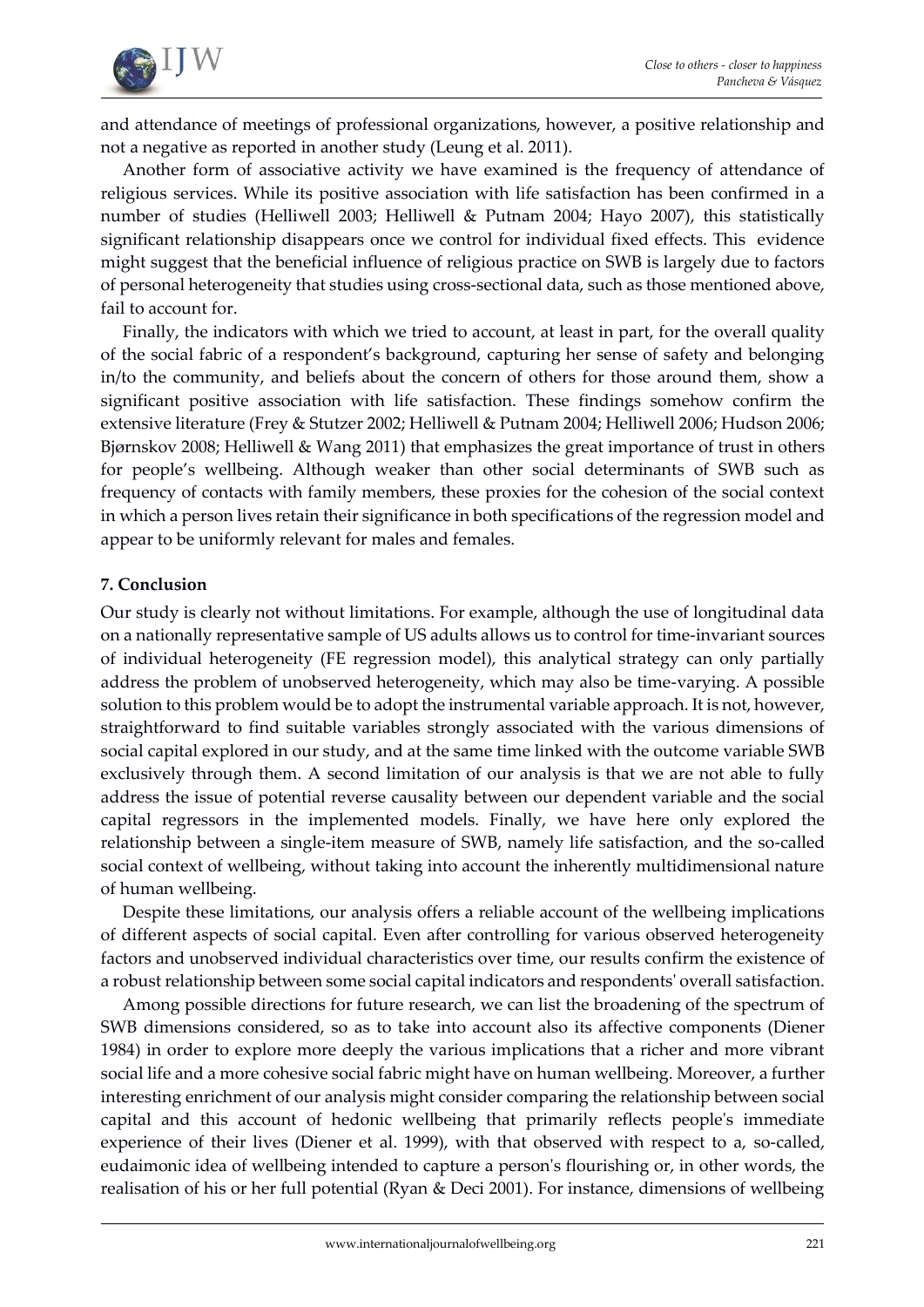and attendance of meetings of professional organizations, however, a positive relationship and not a negative as reported in another study (Leung et al. 2011).

Another form of associative activity we have examined is the frequency of attendance of religious services. While its positive association with life satisfaction has been confirmed in a number of studies (Helliwell 2003; Helliwell & Putnam 2004; Hayo 2007), this statistically significant relationship disappears once we control for individual fixed effects. This evidence might suggest that the beneficial influence of religious practice on SWB is largely due to factors of personal heterogeneity that studies using cross-sectional data, such as those mentioned above, fail to account for.

Finally, the indicators with which we tried to account, at least in part, for the overall quality of the social fabric of a respondent's background, capturing her sense of safety and belonging in/to the community, and beliefs about the concern of others for those around them, show a significant positive association with life satisfaction. These findings somehow confirm the extensive literature (Frey & Stutzer 2002; Helliwell & Putnam 2004; Helliwell 2006; Hudson 2006; Bjørnskov 2008; Helliwell & Wang 2011) that emphasizes the great importance of trust in others for people's wellbeing. Although weaker than other social determinants of SWB such as frequency of contacts with family members, these proxies for the cohesion of the social context in which a person lives retain their significance in both specifications of the regression model and appear to be uniformly relevant for males and females.

## 7. Conclusion

Our study is clearly not without limitations. For example, although the use of longitudinal data on a nationally representative sample of US adults allows us to control for time-invariant sources of individual heterogeneity (FE regression model), this analytical strategy can only partially address the problem of unobserved heterogeneity, which may also be time-varying. A possible solution to this problem would be to adopt the instrumental variable approach. It is not, however, straightforward to find suitable variables strongly associated with the various dimensions of social capital explored in our study, and at the same time linked with the outcome variable SWB exclusively through them. A second limitation of our analysis is that we are not able to fully address the issue of potential reverse causality between our dependent variable and the social capital regressors in the implemented models. Finally, we have here only explored the relationship between a single-item measure of SWB, namely life satisfaction, and the so-called social context of wellbeing, without taking into account the inherently multidimensional nature of human wellbeing.

Despite these limitations, our analysis offers a reliable account of the wellbeing implications of different aspects of social capital. Even after controlling for various observed heterogeneity factors and unobserved individual characteristics over time, our results confirm the existence of a robust relationship between some social capital indicators and respondents' overall satisfaction.

Among possible directions for future research, we can list the broadening of the spectrum of SWB dimensions considered, so as to take into account also its affective components (Diener 1984) in order to explore more deeply the various implications that a richer and more vibrant social life and a more cohesive social fabric might have on human wellbeing. Moreover, a further interesting enrichment of our analysis might consider comparing the relationship between social capital and this account of hedonic wellbeing that primarily reflects people's immediate experience of their lives (Diener et al. 1999), with that observed with respect to a, so-called, eudaimonic idea of wellbeing intended to capture a person's flourishing or, in other words, the realisation of his or her full potential (Ryan & Deci 2001). For instance, dimensions of wellbeing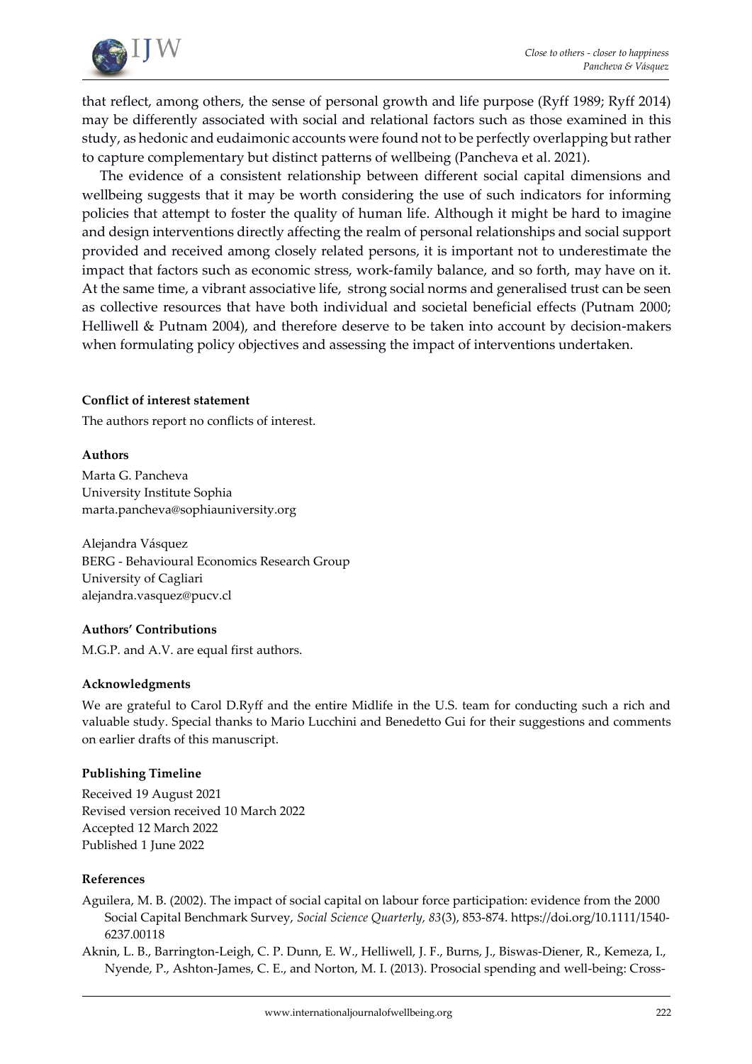that reflect, among others, the sense of personal growth and life purpose (Ryff 1989; Ryff 2014) may be differently associated with social and relational factors such as those examined in this study, as hedonic and eudaimonic accounts were found not to be perfectly overlapping but rather to capture complementary but distinct patterns of wellbeing (Pancheva et al. 2021).

The evidence of a consistent relationship between different social capital dimensions and wellbeing suggests that it may be worth considering the use of such indicators for informing policies that attempt to foster the quality of human life. Although it might be hard to imagine and design interventions directly affecting the realm of personal relationships and social support provided and received among closely related persons, it is important not to underestimate the impact that factors such as economic stress, work-family balance, and so forth, may have on it. At the same time, a vibrant associative life, strong social norms and generalised trust can be seen as collective resources that have both individual and societal beneficial effects (Putnam 2000; Helliwell & Putnam 2004), and therefore deserve to be taken into account by decision-makers when formulating policy objectives and assessing the impact of interventions undertaken.

**Conflict of interest statement**

The authors report no conflicts of interest.

**Authors**

Marta G. Pancheva
University Institute Sophia
marta.pancheva@sophiauniversity.org

Alejandra Vásquez
BERG - Behavioural Economics Research Group
University of Cagliari
alejandra.vasquez@pucv.cl

**Authors' Contributions**

M.G.P. and A.V. are equal first authors.

**Acknowledgments**

We are grateful to Carol D.Ryff and the entire Midlife in the U.S. team for conducting such a rich and valuable study. Special thanks to Mario Lucchini and Benedetto Gui for their suggestions and comments on earlier drafts of this manuscript.

**Publishing Timeline**

Received 19 August 2021
Revised version received 10 March 2022
Accepted 12 March 2022
Published 1 June 2022

**References**

Aguilera, M. B. (2002). The impact of social capital on labour force participation: evidence from the 2000 Social Capital Benchmark Survey, *Social Science Quarterly, 83*(3), 853-874. https://doi.org/10.1111/1540-6237.00118

Aknin, L. B., Barrington-Leigh, C. P. Dunn, E. W., Helliwell, J. F., Burns, J., Biswas-Diener, R., Kemeza, I., Nyende, P., Ashton-James, C. E., and Norton, M. I. (2013). Prosocial spending and well-being: Cross-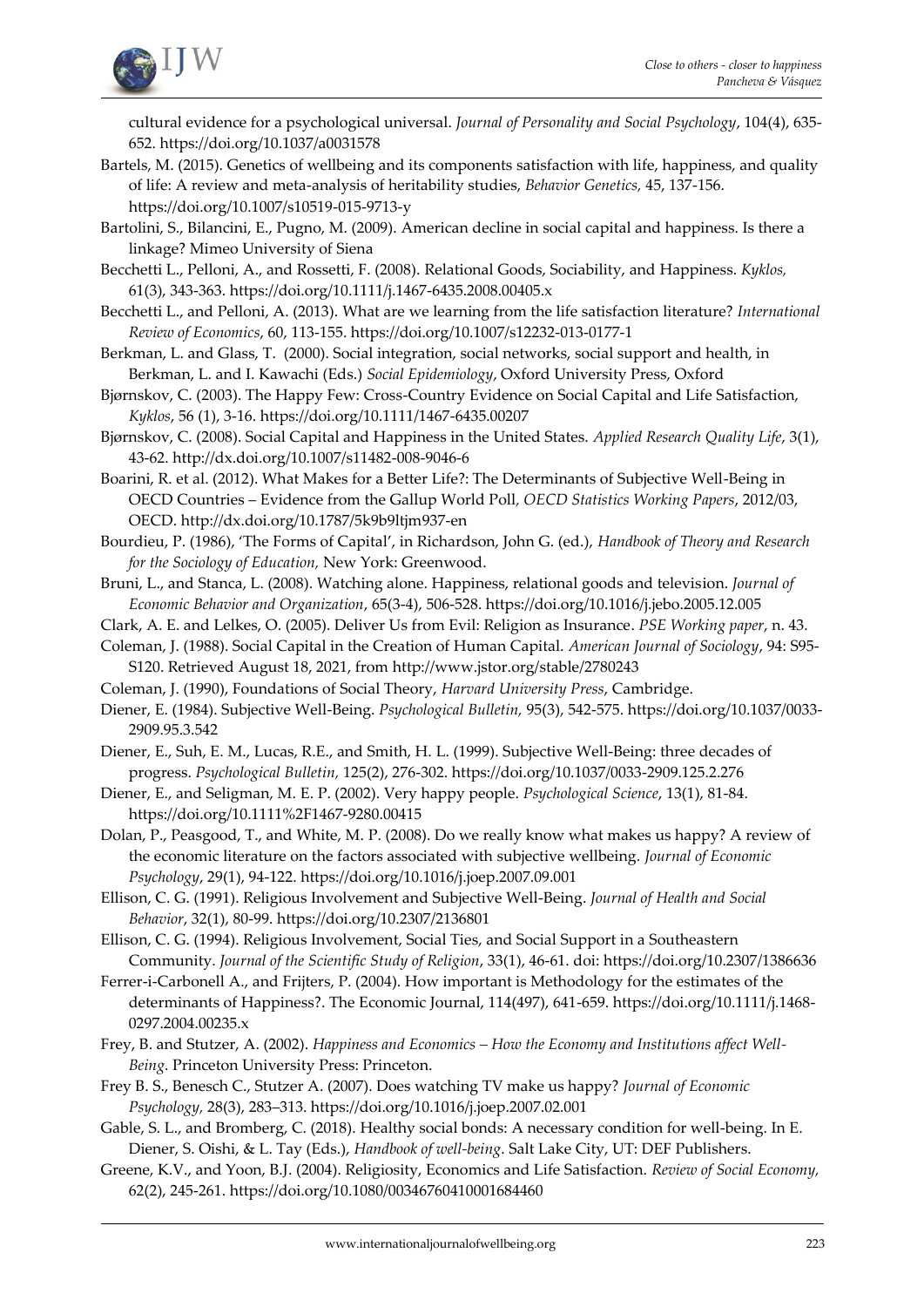cultural evidence for a psychological universal. *Journal of Personality and Social Psychology*, 104(4), 635-652. https://doi.org/10.1037/a0031578

Bartels, M. (2015). Genetics of wellbeing and its components satisfaction with life, happiness, and quality of life: A review and meta-analysis of heritability studies, *Behavior Genetics,* 45, 137-156. https://doi.org/10.1007/s10519-015-9713-y

Bartolini, S., Bilancini, E., Pugno, M. (2009). American decline in social capital and happiness. Is there a linkage? Mimeo University of Siena

Becchetti L., Pelloni, A., and Rossetti, F. (2008). Relational Goods, Sociability, and Happiness. *Kyklos,* 61(3), 343-363. https://doi.org/10.1111/j.1467-6435.2008.00405.x

Becchetti L., and Pelloni, A. (2013). What are we learning from the life satisfaction literature? *International Review of Economics,* 60, 113-155. https://doi.org/10.1007/s12232-013-0177-1

Berkman, L. and Glass, T. (2000). Social integration, social networks, social support and health, in Berkman, L. and I. Kawachi (Eds.) *Social Epidemiology*, Oxford University Press, Oxford

Bjørnskov, C. (2003). The Happy Few: Cross-Country Evidence on Social Capital and Life Satisfaction, *Kyklos*, 56 (1), 3-16. https://doi.org/10.1111/1467-6435.00207

Bjørnskov, C. (2008). Social Capital and Happiness in the United States. *Applied Research Quality Life*, 3(1), 43-62. http://dx.doi.org/10.1007/s11482-008-9046-6

Boarini, R. et al. (2012). What Makes for a Better Life?: The Determinants of Subjective Well-Being in OECD Countries – Evidence from the Gallup World Poll*, OECD Statistics Working Papers*, 2012/03, OECD. http://dx.doi.org/10.1787/5k9b9ltjm937-en

Bourdieu, P. (1986), 'The Forms of Capital', in Richardson, John G. (ed.), *Handbook of Theory and Research for the Sociology of Education*, New York: Greenwood.

Bruni, L., and Stanca, L. (2008). Watching alone. Happiness, relational goods and television. *Journal of Economic Behavior and Organization*, 65(3-4), 506-528. https://doi.org/10.1016/j.jebo.2005.12.005

Clark, A. E. and Lelkes, O. (2005). Deliver Us from Evil: Religion as Insurance. *PSE Working paper*, n. 43.

Coleman, J. (1988). Social Capital in the Creation of Human Capital. *American Journal of Sociology*, 94: S95-S120. Retrieved August 18, 2021, from http://www.jstor.org/stable/2780243

Coleman, J. (1990), Foundations of Social Theory, *Harvard University Press*, Cambridge.

Diener, E. (1984). Subjective Well-Being. *Psychological Bulletin,* 95(3), 542-575. https://doi.org/10.1037/0033-2909.95.3.542

Diener, E., Suh, E. M., Lucas, R.E., and Smith, H. L. (1999). Subjective Well-Being: three decades of progress. *Psychological Bulletin,* 125(2), 276-302. https://doi.org/10.1037/0033-2909.125.2.276

Diener, E., and Seligman, M. E. P. (2002). Very happy people. *Psychological Science*, 13(1), 81-84. https://doi.org/10.1111%2F1467-9280.00415

Dolan, P., Peasgood, T., and White, M. P. (2008). Do we really know what makes us happy? A review of the economic literature on the factors associated with subjective wellbeing. *Journal of Economic Psychology*, 29(1), 94-122. https://doi.org/10.1016/j.joep.2007.09.001

Ellison, C. G. (1991). Religious Involvement and Subjective Well-Being. *Journal of Health and Social Behavior*, 32(1), 80-99. https://doi.org/10.2307/2136801

Ellison, C. G. (1994). Religious Involvement, Social Ties, and Social Support in a Southeastern Community. *Journal of the Scientific Study of Religion*, 33(1), 46-61. doi: https://doi.org/10.2307/1386636

Ferrer-i-Carbonell A., and Frijters, P. (2004). How important is Methodology for the estimates of the determinants of Happiness?. The Economic Journal, 114(497), 641-659. https://doi.org/10.1111/j.1468-0297.2004.00235.x

Frey, B. and Stutzer, A. (2002). *Happiness and Economics – How the Economy and Institutions affect Well-Being*. Princeton University Press: Princeton.

Frey B. S., Benesch C., Stutzer A. (2007). Does watching TV make us happy? *Journal of Economic Psychology,* 28(3), 283–313. https://doi.org/10.1016/j.joep.2007.02.001

Gable, S. L., and Bromberg, C. (2018). Healthy social bonds: A necessary condition for well-being. In E. Diener, S. Oishi, & L. Tay (Eds.), *Handbook of well-being*. Salt Lake City, UT: DEF Publishers.

Greene, K.V., and Yoon, B.J. (2004). Religiosity, Economics and Life Satisfaction. *Review of Social Economy,* 62(2), 245-261. https://doi.org/10.1080/00346760410001684460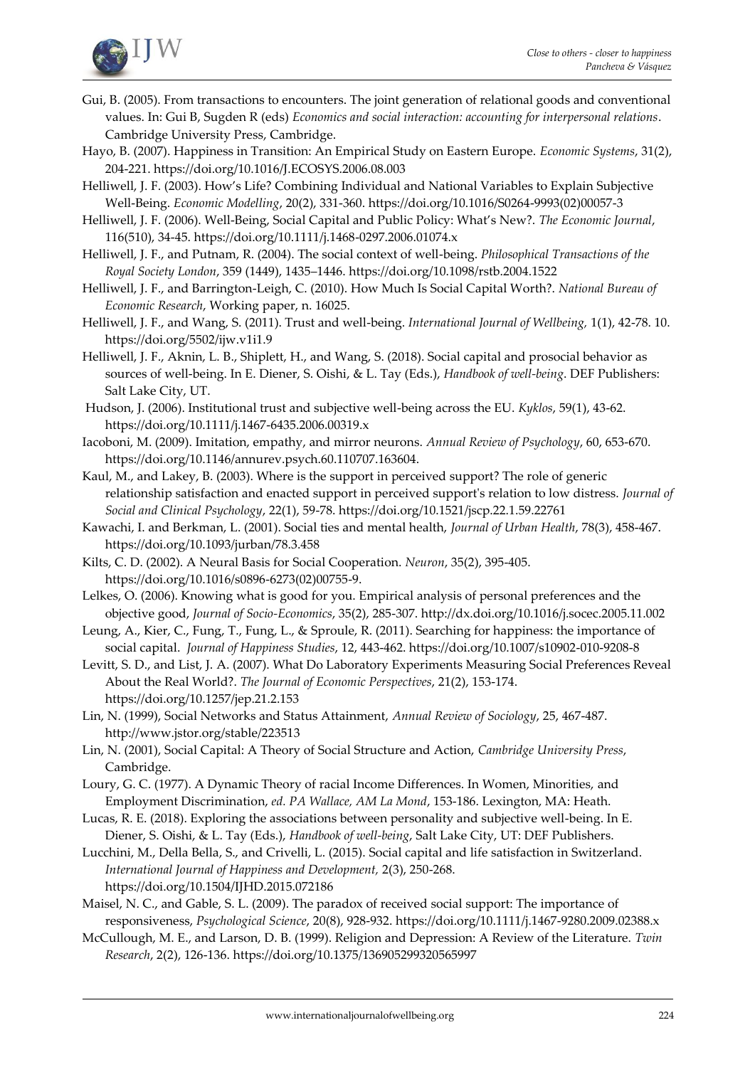Gui, B. (2005). From transactions to encounters. The joint generation of relational goods and conventional values. In: Gui B, Sugden R (eds) *Economics and social interaction: accounting for interpersonal relations*. Cambridge University Press, Cambridge.

Hayo, B. (2007). Happiness in Transition: An Empirical Study on Eastern Europe. *Economic Systems*, 31(2), 204-221. https://doi.org/10.1016/J.ECOSYS.2006.08.003

Helliwell, J. F. (2003). How's Life? Combining Individual and National Variables to Explain Subjective Well-Being. *Economic Modelling*, 20(2), 331-360. https://doi.org/10.1016/S0264-9993(02)00057-3

Helliwell, J. F. (2006). Well-Being, Social Capital and Public Policy: What's New?. *The Economic Journal*, 116(510), 34-45. https://doi.org/10.1111/j.1468-0297.2006.01074.x

Helliwell, J. F., and Putnam, R. (2004). The social context of well-being. *Philosophical Transactions of the Royal Society London*, 359 (1449), 1435–1446. https://doi.org/10.1098/rstb.2004.1522

Helliwell, J. F., and Barrington-Leigh, C. (2010). How Much Is Social Capital Worth?. *National Bureau of Economic Research*, Working paper, n. 16025.

Helliwell, J. F., and Wang, S. (2011). Trust and well-being. *International Journal of Wellbeing,* 1(1), 42-78. 10. https://doi.org/5502/ijw.v1i1.9

Helliwell, J. F., Aknin, L. B., Shiplett, H., and Wang, S. (2018). Social capital and prosocial behavior as sources of well-being. In E. Diener, S. Oishi, & L. Tay (Eds.), *Handbook of well-being*. DEF Publishers: Salt Lake City, UT.

Hudson, J. (2006). Institutional trust and subjective well-being across the EU. *Kyklos*, 59(1), 43-62. https://doi.org/10.1111/j.1467-6435.2006.00319.x

Iacoboni, M. (2009). Imitation, empathy, and mirror neurons. *Annual Review of Psychology*, 60, 653-670. https://doi.org/10.1146/annurev.psych.60.110707.163604.

Kaul, M., and Lakey, B. (2003). Where is the support in perceived support? The role of generic relationship satisfaction and enacted support in perceived support's relation to low distress. *Journal of Social and Clinical Psychology*, 22(1), 59-78. https://doi.org/10.1521/jscp.22.1.59.22761

Kawachi, I. and Berkman, L. (2001). Social ties and mental health, *Journal of Urban Health*, 78(3), 458-467. https://doi.org/10.1093/jurban/78.3.458

Kilts, C. D. (2002). A Neural Basis for Social Cooperation. *Neuron*, 35(2), 395-405. https://doi.org/10.1016/s0896-6273(02)00755-9.

Lelkes, O. (2006). Knowing what is good for you. Empirical analysis of personal preferences and the objective good, *Journal of Socio-Economics*, 35(2), 285-307. http://dx.doi.org/10.1016/j.socec.2005.11.002

Leung, A., Kier, C., Fung, T., Fung, L., & Sproule, R. (2011). Searching for happiness: the importance of social capital. *Journal of Happiness Studies*, 12, 443-462. https://doi.org/10.1007/s10902-010-9208-8

Levitt, S. D., and List, J. A. (2007). What Do Laboratory Experiments Measuring Social Preferences Reveal About the Real World?. *The Journal of Economic Perspectives*, 21(2), 153-174. https://doi.org/10.1257/jep.21.2.153

Lin, N. (1999), Social Networks and Status Attainment, *Annual Review of Sociology*, 25, 467-487. http://www.jstor.org/stable/223513

Lin, N. (2001), Social Capital: A Theory of Social Structure and Action, *Cambridge University Press*, Cambridge.

Loury, G. C. (1977). A Dynamic Theory of racial Income Differences. In Women, Minorities, and Employment Discrimination, *ed. PA Wallace, AM La Mond*, 153-186. Lexington, MA: Heath.

Lucas, R. E. (2018). Exploring the associations between personality and subjective well-being. In E. Diener, S. Oishi, & L. Tay (Eds.), *Handbook of well-being*, Salt Lake City, UT: DEF Publishers.

Lucchini, M., Della Bella, S., and Crivelli, L. (2015). Social capital and life satisfaction in Switzerland. *International Journal of Happiness and Development,* 2(3), 250-268. https://doi.org/10.1504/IJHD.2015.072186

Maisel, N. C., and Gable, S. L. (2009). The paradox of received social support: The importance of responsiveness, *Psychological Science*, 20(8), 928-932. https://doi.org/10.1111/j.1467-9280.2009.02388.x

McCullough, M. E., and Larson, D. B. (1999). Religion and Depression: A Review of the Literature. *Twin Research*, 2(2), 126-136. https://doi.org/10.1375/136905299320565997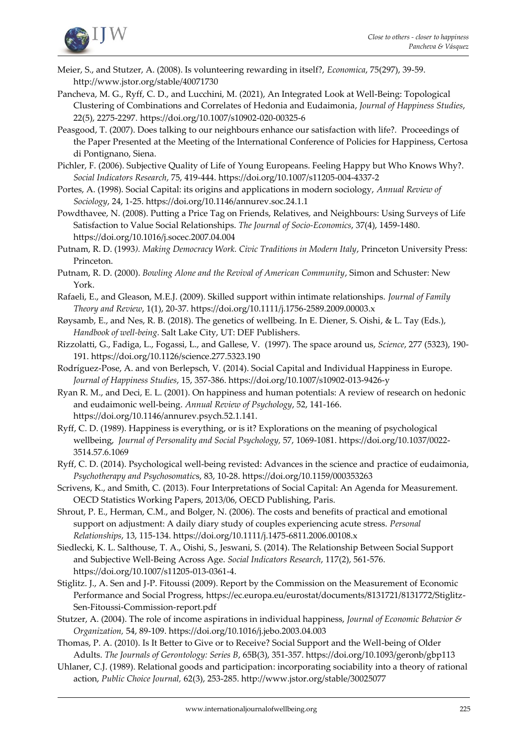Meier, S., and Stutzer, A. (2008). Is volunteering rewarding in itself?, *Economica*, 75(297), 39-59. http://www.jstor.org/stable/40071730

Pancheva, M. G., Ryff, C. D., and Lucchini, M. (2021), An Integrated Look at Well-Being: Topological Clustering of Combinations and Correlates of Hedonia and Eudaimonia, *Journal of Happiness Studies*, 22(5), 2275-2297. https://doi.org/10.1007/s10902-020-00325-6

Peasgood, T. (2007). Does talking to our neighbours enhance our satisfaction with life?. Proceedings of the Paper Presented at the Meeting of the International Conference of Policies for Happiness, Certosa di Pontignano, Siena.

Pichler, F. (2006). Subjective Quality of Life of Young Europeans. Feeling Happy but Who Knows Why?. *Social Indicators Research*, 75, 419-444. https://doi.org/10.1007/s11205-004-4337-2

Portes, A. (1998). Social Capital: its origins and applications in modern sociology, *Annual Review of Sociology*, 24, 1-25. https://doi.org/10.1146/annurev.soc.24.1.1

Powdthavee, N. (2008). Putting a Price Tag on Friends, Relatives, and Neighbours: Using Surveys of Life Satisfaction to Value Social Relationships. *The Journal of Socio-Economics*, 37(4), 1459-1480. https://doi.org/10.1016/j.socec.2007.04.004

Putnam, R. D. (1993). *Making Democracy Work. Civic Traditions in Modern Italy*, Princeton University Press: Princeton.

Putnam, R. D. (2000). *Bowling Alone and the Revival of American Community*, Simon and Schuster: New York.

Rafaeli, E., and Gleason, M.E.J. (2009). Skilled support within intimate relationships. *Journal of Family Theory and Review*, 1(1), 20-37. https://doi.org/10.1111/j.1756-2589.2009.00003.x

Røysamb, E., and Nes, R. B. (2018). The genetics of wellbeing. In E. Diener, S. Oishi, & L. Tay (Eds.), *Handbook of well-being*. Salt Lake City, UT: DEF Publishers.

Rizzolatti, G., Fadiga, L., Fogassi, L., and Gallese, V. (1997). The space around us, *Science*, 277 (5323), 190-191. https://doi.org/10.1126/science.277.5323.190

Rodríguez-Pose, A. and von Berlepsch, V. (2014). Social Capital and Individual Happiness in Europe. *Journal of Happiness Studies*, 15, 357-386. https://doi.org/10.1007/s10902-013-9426-y

Ryan R. M., and Deci, E. L. (2001). On happiness and human potentials: A review of research on hedonic and eudaimonic well-being. *Annual Review of Psychology*, 52, 141-166. https://doi.org/10.1146/annurev.psych.52.1.141.

Ryff, C. D. (1989). Happiness is everything, or is it? Explorations on the meaning of psychological wellbeing, *Journal of Personality and Social Psychology,* 57, 1069-1081. https://doi.org/10.1037/0022-3514.57.6.1069

Ryff, C. D. (2014). Psychological well-being revisted: Advances in the science and practice of eudaimonia, *Psychotherapy and Psychosomatics*, 83, 10-28. https://doi.org/10.1159/000353263

Scrivens, K., and Smith, C. (2013). Four Interpretations of Social Capital: An Agenda for Measurement. OECD Statistics Working Papers, 2013/06, OECD Publishing, Paris.

Shrout, P. E., Herman, C.M., and Bolger, N. (2006). The costs and benefits of practical and emotional support on adjustment: A daily diary study of couples experiencing acute stress. *Personal Relationships*, 13, 115-134. https://doi.org/10.1111/j.1475-6811.2006.00108.x

Siedlecki, K. L. Salthouse, T. A., Oishi, S., Jeswani, S. (2014). The Relationship Between Social Support and Subjective Well-Being Across Age. *Social Indicators Research*, 117(2), 561-576. https://doi.org/10.1007/s11205-013-0361-4.

Stiglitz. J., A. Sen and J-P. Fitoussi (2009). Report by the Commission on the Measurement of Economic Performance and Social Progress, https://ec.europa.eu/eurostat/documents/8131721/8131772/Stiglitz-Sen-Fitoussi-Commission-report.pdf

Stutzer, A. (2004). The role of income aspirations in individual happiness, *Journal of Economic Behavior & Organization*, 54, 89-109. https://doi.org/10.1016/j.jebo.2003.04.003

Thomas, P. A. (2010). Is It Better to Give or to Receive? Social Support and the Well-being of Older Adults. *The Journals of Gerontology: Series B*, 65B(3), 351-357. https://doi.org/10.1093/geronb/gbp113

Uhlaner, C.J. (1989). Relational goods and participation: incorporating sociability into a theory of rational action, *Public Choice Journal,* 62(3), 253-285. http://www.jstor.org/stable/30025077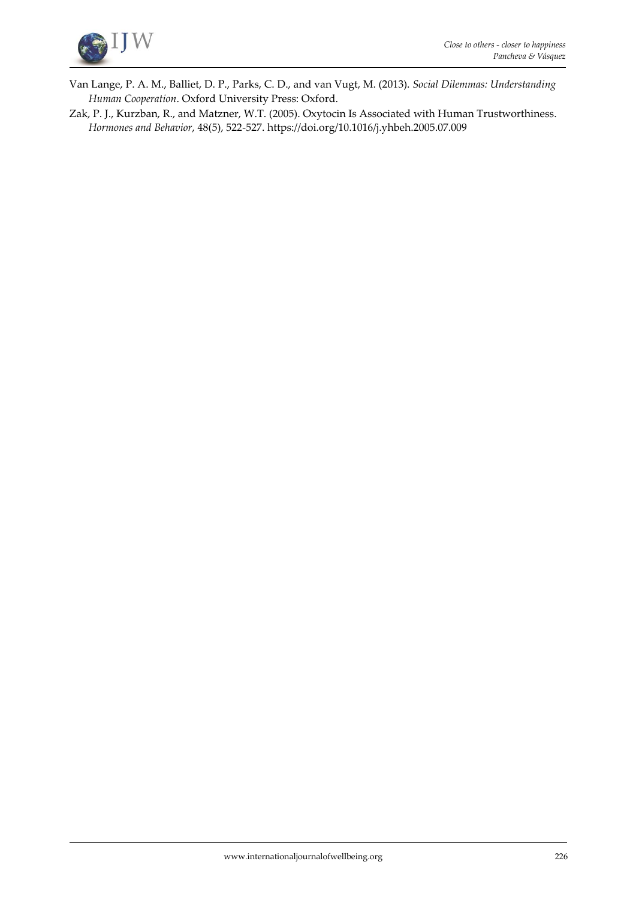Van Lange, P. A. M., Balliet, D. P., Parks, C. D., and van Vugt, M. (2013). *Social Dilemmas: Understanding Human Cooperation*. Oxford University Press: Oxford.

Zak, P. J., Kurzban, R., and Matzner, W.T. (2005). Oxytocin Is Associated with Human Trustworthiness. *Hormones and Behavior*, 48(5), 522-527. https://doi.org/10.1016/j.yhbeh.2005.07.009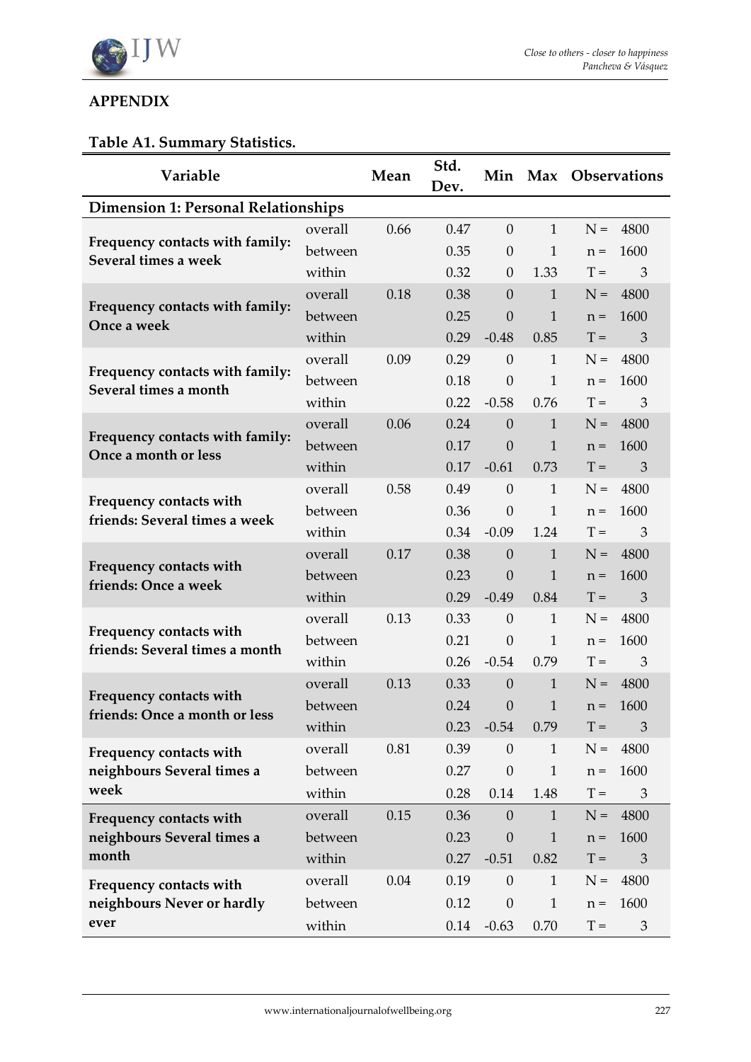## APPENDIX

**Table A1. Summary Statistics.**

| Variable | | Mean | Std. Dev. | Min | Max | Observations | |
|---|---|---|---|---|---|---|---|
| **Dimension 1: Personal Relationships** | | | | | | | |
| **Frequency contacts with family: Several times a week** | overall | 0.66 | 0.47 | 0 | 1 | N = | 4800 |
| | between | | 0.35 | 0 | 1 | n = | 1600 |
| | within | | 0.32 | 0 | 1.33 | T = | 3 |
| **Frequency contacts with family: Once a week** | overall | 0.18 | 0.38 | 0 | 1 | N = | 4800 |
| | between | | 0.25 | 0 | 1 | n = | 1600 |
| | within | | 0.29 | -0.48 | 0.85 | T = | 3 |
| **Frequency contacts with family: Several times a month** | overall | 0.09 | 0.29 | 0 | 1 | N = | 4800 |
| | between | | 0.18 | 0 | 1 | n = | 1600 |
| | within | | 0.22 | -0.58 | 0.76 | T = | 3 |
| **Frequency contacts with family: Once a month or less** | overall | 0.06 | 0.24 | 0 | 1 | N = | 4800 |
| | between | | 0.17 | 0 | 1 | n = | 1600 |
| | within | | 0.17 | -0.61 | 0.73 | T = | 3 |
| **Frequency contacts with friends: Several times a week** | overall | 0.58 | 0.49 | 0 | 1 | N = | 4800 |
| | between | | 0.36 | 0 | 1 | n = | 1600 |
| | within | | 0.34 | -0.09 | 1.24 | T = | 3 |
| **Frequency contacts with friends: Once a week** | overall | 0.17 | 0.38 | 0 | 1 | N = | 4800 |
| | between | | 0.23 | 0 | 1 | n = | 1600 |
| | within | | 0.29 | -0.49 | 0.84 | T = | 3 |
| **Frequency contacts with friends: Several times a month** | overall | 0.13 | 0.33 | 0 | 1 | N = | 4800 |
| | between | | 0.21 | 0 | 1 | n = | 1600 |
| | within | | 0.26 | -0.54 | 0.79 | T = | 3 |
| **Frequency contacts with friends: Once a month or less** | overall | 0.13 | 0.33 | 0 | 1 | N = | 4800 |
| | between | | 0.24 | 0 | 1 | n = | 1600 |
| | within | | 0.23 | -0.54 | 0.79 | T = | 3 |
| **Frequency contacts with neighbours Several times a week** | overall | 0.81 | 0.39 | 0 | 1 | N = | 4800 |
| | between | | 0.27 | 0 | 1 | n = | 1600 |
| | within | | 0.28 | 0.14 | 1.48 | T = | 3 |
| **Frequency contacts with neighbours Several times a month** | overall | 0.15 | 0.36 | 0 | 1 | N = | 4800 |
| | between | | 0.23 | 0 | 1 | n = | 1600 |
| | within | | 0.27 | -0.51 | 0.82 | T = | 3 |
| **Frequency contacts with neighbours Never or hardly ever** | overall | 0.04 | 0.19 | 0 | 1 | N = | 4800 |
| | between | | 0.12 | 0 | 1 | n = | 1600 |
| | within | | 0.14 | -0.63 | 0.70 | T = | 3 |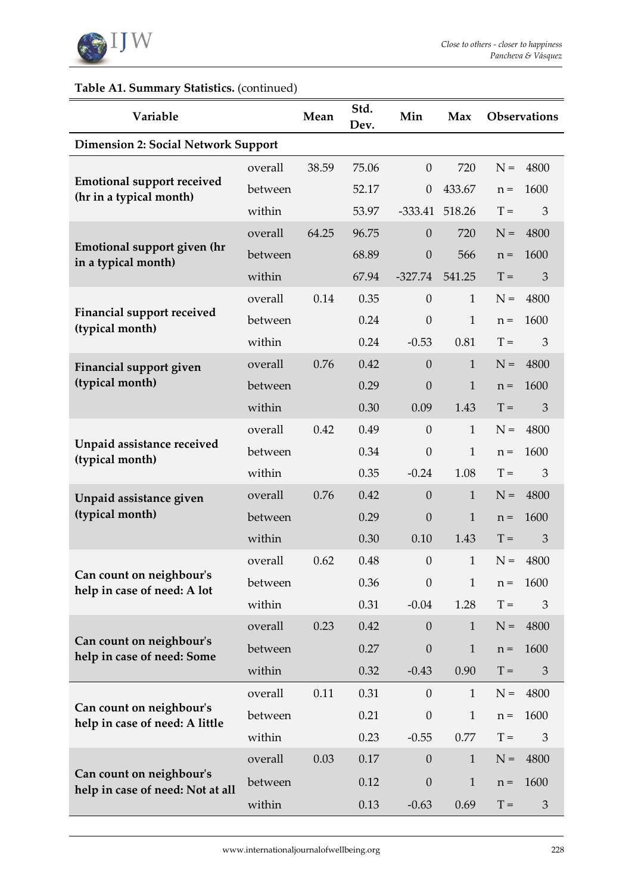**Table A1. Summary Statistics.** (continued)

| Variable | | Mean | Std. Dev. | Min | Max | Observations | |
|---|---|---|---|---|---|---|---|
| **Dimension 2: Social Network Support** | | | | | | | |
| **Emotional support received (hr in a typical month)** | overall | 38.59 | 75.06 | 0 | 720 | N = | 4800 |
| | between | | 52.17 | 0 | 433.67 | n = | 1600 |
| | within | | 53.97 | -333.41 | 518.26 | T = | 3 |
| **Emotional support given (hr in a typical month)** | overall | 64.25 | 96.75 | 0 | 720 | N = | 4800 |
| | between | | 68.89 | 0 | 566 | n = | 1600 |
| | within | | 67.94 | -327.74 | 541.25 | T = | 3 |
| **Financial support received (typical month)** | overall | 0.14 | 0.35 | 0 | 1 | N = | 4800 |
| | between | | 0.24 | 0 | 1 | n = | 1600 |
| | within | | 0.24 | -0.53 | 0.81 | T = | 3 |
| **Financial support given (typical month)** | overall | 0.76 | 0.42 | 0 | 1 | N = | 4800 |
| | between | | 0.29 | 0 | 1 | n = | 1600 |
| | within | | 0.30 | 0.09 | 1.43 | T = | 3 |
| **Unpaid assistance received (typical month)** | overall | 0.42 | 0.49 | 0 | 1 | N = | 4800 |
| | between | | 0.34 | 0 | 1 | n = | 1600 |
| | within | | 0.35 | -0.24 | 1.08 | T = | 3 |
| **Unpaid assistance given (typical month)** | overall | 0.76 | 0.42 | 0 | 1 | N = | 4800 |
| | between | | 0.29 | 0 | 1 | n = | 1600 |
| | within | | 0.30 | 0.10 | 1.43 | T = | 3 |
| **Can count on neighbour's help in case of need: A lot** | overall | 0.62 | 0.48 | 0 | 1 | N = | 4800 |
| | between | | 0.36 | 0 | 1 | n = | 1600 |
| | within | | 0.31 | -0.04 | 1.28 | T = | 3 |
| **Can count on neighbour's help in case of need: Some** | overall | 0.23 | 0.42 | 0 | 1 | N = | 4800 |
| | between | | 0.27 | 0 | 1 | n = | 1600 |
| | within | | 0.32 | -0.43 | 0.90 | T = | 3 |
| **Can count on neighbour's help in case of need: A little** | overall | 0.11 | 0.31 | 0 | 1 | N = | 4800 |
| | between | | 0.21 | 0 | 1 | n = | 1600 |
| | within | | 0.23 | -0.55 | 0.77 | T = | 3 |
| **Can count on neighbour's help in case of need: Not at all** | overall | 0.03 | 0.17 | 0 | 1 | N = | 4800 |
| | between | | 0.12 | 0 | 1 | n = | 1600 |
| | within | | 0.13 | -0.63 | 0.69 | T = | 3 |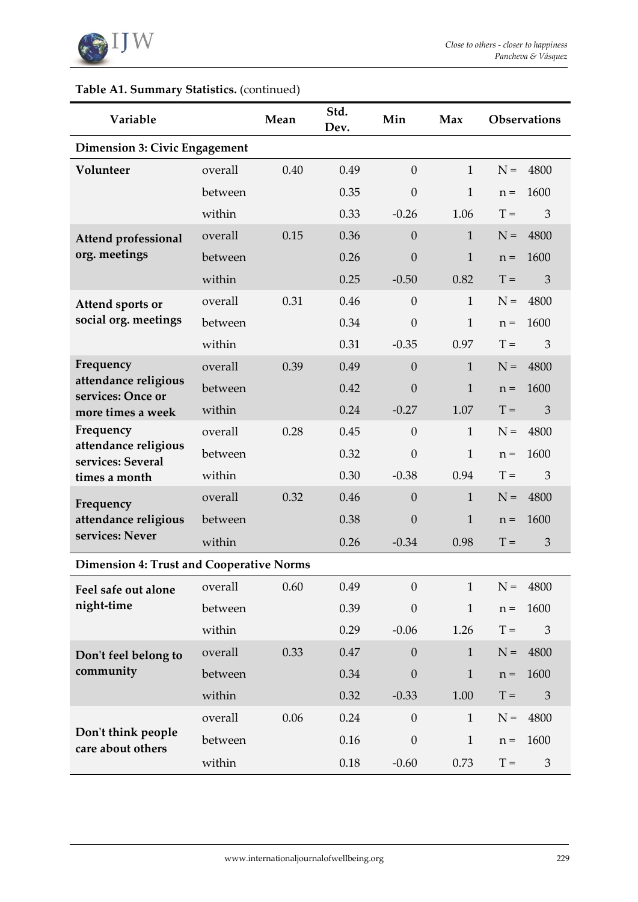**Table A1. Summary Statistics.** (continued)

| Variable | | Mean | Std. Dev. | Min | Max | Observations | |
|---|---|---|---|---|---|---|---|
| **Dimension 3: Civic Engagement** | | | | | | | |
| **Volunteer** | overall | 0.40 | 0.49 | 0 | 1 | N = | 4800 |
| | between | | 0.35 | 0 | 1 | n = | 1600 |
| | within | | 0.33 | -0.26 | 1.06 | T = | 3 |
| **Attend professional org. meetings** | overall | 0.15 | 0.36 | 0 | 1 | N = | 4800 |
| | between | | 0.26 | 0 | 1 | n = | 1600 |
| | within | | 0.25 | -0.50 | 0.82 | T = | 3 |
| **Attend sports or social org. meetings** | overall | 0.31 | 0.46 | 0 | 1 | N = | 4800 |
| | between | | 0.34 | 0 | 1 | n = | 1600 |
| | within | | 0.31 | -0.35 | 0.97 | T = | 3 |
| **Frequency attendance religious services: Once or more times a week** | overall | 0.39 | 0.49 | 0 | 1 | N = | 4800 |
| | between | | 0.42 | 0 | 1 | n = | 1600 |
| | within | | 0.24 | -0.27 | 1.07 | T = | 3 |
| **Frequency attendance religious services: Several times a month** | overall | 0.28 | 0.45 | 0 | 1 | N = | 4800 |
| | between | | 0.32 | 0 | 1 | n = | 1600 |
| | within | | 0.30 | -0.38 | 0.94 | T = | 3 |
| **Frequency attendance religious services: Never** | overall | 0.32 | 0.46 | 0 | 1 | N = | 4800 |
| | between | | 0.38 | 0 | 1 | n = | 1600 |
| | within | | 0.26 | -0.34 | 0.98 | T = | 3 |
| **Dimension 4: Trust and Cooperative Norms** | | | | | | | |
| **Feel safe out alone night-time** | overall | 0.60 | 0.49 | 0 | 1 | N = | 4800 |
| | between | | 0.39 | 0 | 1 | n = | 1600 |
| | within | | 0.29 | -0.06 | 1.26 | T = | 3 |
| **Don't feel belong to community** | overall | 0.33 | 0.47 | 0 | 1 | N = | 4800 |
| | between | | 0.34 | 0 | 1 | n = | 1600 |
| | within | | 0.32 | -0.33 | 1.00 | T = | 3 |
| **Don't think people care about others** | overall | 0.06 | 0.24 | 0 | 1 | N = | 4800 |
| | between | | 0.16 | 0 | 1 | n = | 1600 |
| | within | | 0.18 | -0.60 | 0.73 | T = | 3 |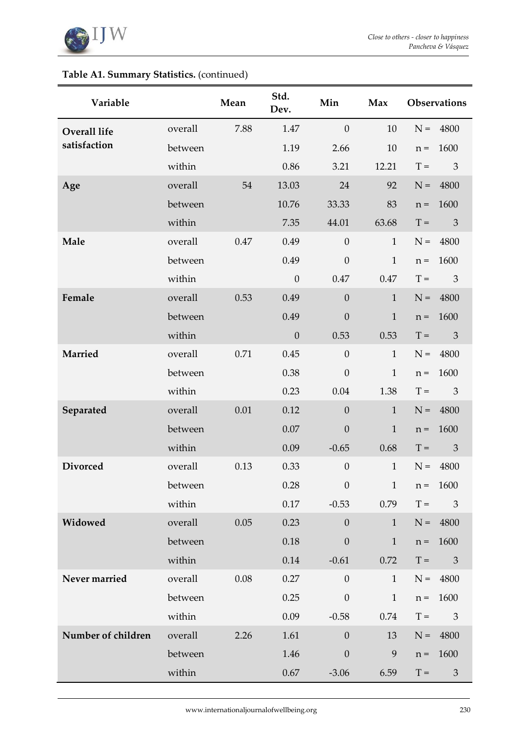**Table A1. Summary Statistics.** (continued)

| Variable | | Mean | Std. Dev. | Min | Max | Observations | |
|---|---|---|---|---|---|---|---|
| **Overall life satisfaction** | overall | 7.88 | 1.47 | 0 | 10 | N = | 4800 |
| | between | | 1.19 | 2.66 | 10 | n = | 1600 |
| | within | | 0.86 | 3.21 | 12.21 | T = | 3 |
| **Age** | overall | 54 | 13.03 | 24 | 92 | N = | 4800 |
| | between | | 10.76 | 33.33 | 83 | n = | 1600 |
| | within | | 7.35 | 44.01 | 63.68 | T = | 3 |
| **Male** | overall | 0.47 | 0.49 | 0 | 1 | N = | 4800 |
| | between | | 0.49 | 0 | 1 | n = | 1600 |
| | within | | 0 | 0.47 | 0.47 | T = | 3 |
| **Female** | overall | 0.53 | 0.49 | 0 | 1 | N = | 4800 |
| | between | | 0.49 | 0 | 1 | n = | 1600 |
| | within | | 0 | 0.53 | 0.53 | T = | 3 |
| **Married** | overall | 0.71 | 0.45 | 0 | 1 | N = | 4800 |
| | between | | 0.38 | 0 | 1 | n = | 1600 |
| | within | | 0.23 | 0.04 | 1.38 | T = | 3 |
| **Separated** | overall | 0.01 | 0.12 | 0 | 1 | N = | 4800 |
| | between | | 0.07 | 0 | 1 | n = | 1600 |
| | within | | 0.09 | -0.65 | 0.68 | T = | 3 |
| **Divorced** | overall | 0.13 | 0.33 | 0 | 1 | N = | 4800 |
| | between | | 0.28 | 0 | 1 | n = | 1600 |
| | within | | 0.17 | -0.53 | 0.79 | T = | 3 |
| **Widowed** | overall | 0.05 | 0.23 | 0 | 1 | N = | 4800 |
| | between | | 0.18 | 0 | 1 | n = | 1600 |
| | within | | 0.14 | -0.61 | 0.72 | T = | 3 |
| **Never married** | overall | 0.08 | 0.27 | 0 | 1 | N = | 4800 |
| | between | | 0.25 | 0 | 1 | n = | 1600 |
| | within | | 0.09 | -0.58 | 0.74 | T = | 3 |
| **Number of children** | overall | 2.26 | 1.61 | 0 | 13 | N = | 4800 |
| | between | | 1.46 | 0 | 9 | n = | 1600 |
| | within | | 0.67 | -3.06 | 6.59 | T = | 3 |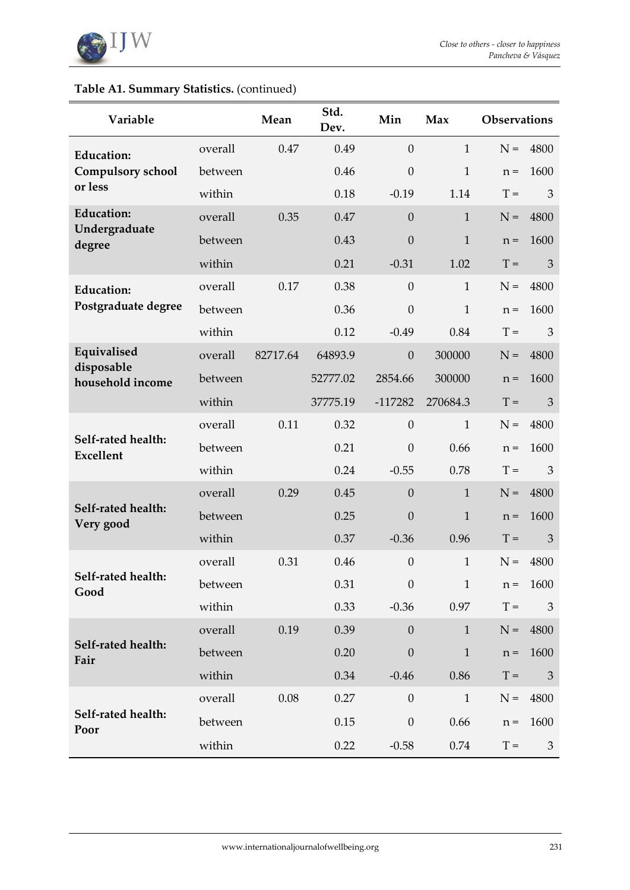**Table A1. Summary Statistics.** (continued)

| Variable | | Mean | Std. Dev. | Min | Max | Observations |
|---|---|---|---|---|---|---|
| **Education: Compulsory school or less** | overall | 0.47 | 0.49 | 0 | 1 | N = 4800 |
| | between | | 0.46 | 0 | 1 | n = 1600 |
| | within | | 0.18 | -0.19 | 1.14 | T = 3 |
| **Education: Undergraduate degree** | overall | 0.35 | 0.47 | 0 | 1 | N = 4800 |
| | between | | 0.43 | 0 | 1 | n = 1600 |
| | within | | 0.21 | -0.31 | 1.02 | T = 3 |
| **Education: Postgraduate degree** | overall | 0.17 | 0.38 | 0 | 1 | N = 4800 |
| | between | | 0.36 | 0 | 1 | n = 1600 |
| | within | | 0.12 | -0.49 | 0.84 | T = 3 |
| **Equivalised disposable household income** | overall | 82717.64 | 64893.9 | 0 | 300000 | N = 4800 |
| | between | | 52777.02 | 2854.66 | 300000 | n = 1600 |
| | within | | 37775.19 | -117282 | 270684.3 | T = 3 |
| **Self-rated health: Excellent** | overall | 0.11 | 0.32 | 0 | 1 | N = 4800 |
| | between | | 0.21 | 0 | 0.66 | n = 1600 |
| | within | | 0.24 | -0.55 | 0.78 | T = 3 |
| **Self-rated health: Very good** | overall | 0.29 | 0.45 | 0 | 1 | N = 4800 |
| | between | | 0.25 | 0 | 1 | n = 1600 |
| | within | | 0.37 | -0.36 | 0.96 | T = 3 |
| **Self-rated health: Good** | overall | 0.31 | 0.46 | 0 | 1 | N = 4800 |
| | between | | 0.31 | 0 | 1 | n = 1600 |
| | within | | 0.33 | -0.36 | 0.97 | T = 3 |
| **Self-rated health: Fair** | overall | 0.19 | 0.39 | 0 | 1 | N = 4800 |
| | between | | 0.20 | 0 | 1 | n = 1600 |
| | within | | 0.34 | -0.46 | 0.86 | T = 3 |
| **Self-rated health: Poor** | overall | 0.08 | 0.27 | 0 | 1 | N = 4800 |
| | between | | 0.15 | 0 | 0.66 | n = 1600 |
| | within | | 0.22 | -0.58 | 0.74 | T = 3 |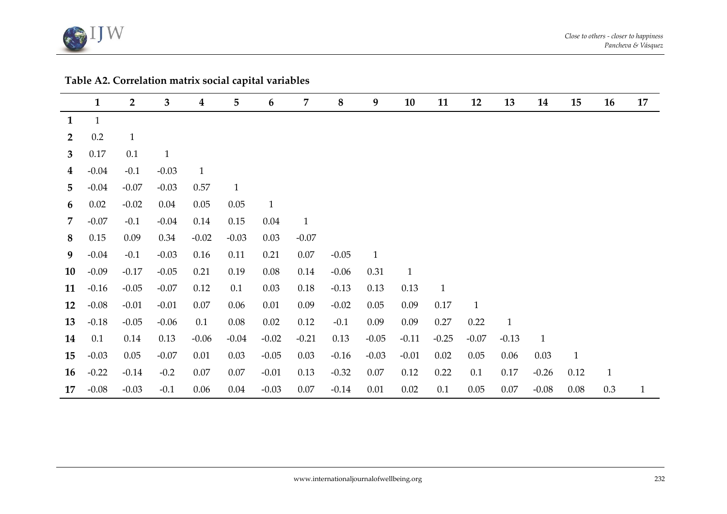**Table A2. Correlation matrix social capital variables**

| | 1 | 2 | 3 | 4 | 5 | 6 | 7 | 8 | 9 | 10 | 11 | 12 | 13 | 14 | 15 | 16 | 17 |
|---|---|---|---|---|---|---|---|---|---|---|---|---|---|---|---|---|---|
| **1** | 1 | | | | | | | | | | | | | | | | |
| **2** | 0.2 | 1 | | | | | | | | | | | | | | | |
| **3** | 0.17 | 0.1 | 1 | | | | | | | | | | | | | | |
| **4** | -0.04 | -0.1 | -0.03 | 1 | | | | | | | | | | | | | |
| **5** | -0.04 | -0.07 | -0.03 | 0.57 | 1 | | | | | | | | | | | | |
| **6** | 0.02 | -0.02 | 0.04 | 0.05 | 0.05 | 1 | | | | | | | | | | | |
| **7** | -0.07 | -0.1 | -0.04 | 0.14 | 0.15 | 0.04 | 1 | | | | | | | | | | |
| **8** | 0.15 | 0.09 | 0.34 | -0.02 | -0.03 | 0.03 | -0.07 | | | | | | | | | | |
| **9** | -0.04 | -0.1 | -0.03 | 0.16 | 0.11 | 0.21 | 0.07 | -0.05 | 1 | | | | | | | | |
| **10** | -0.09 | -0.17 | -0.05 | 0.21 | 0.19 | 0.08 | 0.14 | -0.06 | 0.31 | 1 | | | | | | | |
| **11** | -0.16 | -0.05 | -0.07 | 0.12 | 0.1 | 0.03 | 0.18 | -0.13 | 0.13 | 0.13 | 1 | | | | | | |
| **12** | -0.08 | -0.01 | -0.01 | 0.07 | 0.06 | 0.01 | 0.09 | -0.02 | 0.05 | 0.09 | 0.17 | 1 | | | | | |
| **13** | -0.18 | -0.05 | -0.06 | 0.1 | 0.08 | 0.02 | 0.12 | -0.1 | 0.09 | 0.09 | 0.27 | 0.22 | 1 | | | | |
| **14** | 0.1 | 0.14 | 0.13 | -0.06 | -0.04 | -0.02 | -0.21 | 0.13 | -0.05 | -0.11 | -0.25 | -0.07 | -0.13 | 1 | | | |
| **15** | -0.03 | 0.05 | -0.07 | 0.01 | 0.03 | -0.05 | 0.03 | -0.16 | -0.03 | -0.01 | 0.02 | 0.05 | 0.06 | 0.03 | 1 | | |
| **16** | -0.22 | -0.14 | -0.2 | 0.07 | 0.07 | -0.01 | 0.13 | -0.32 | 0.07 | 0.12 | 0.22 | 0.1 | 0.17 | -0.26 | 0.12 | 1 | |
| **17** | -0.08 | -0.03 | -0.1 | 0.06 | 0.04 | -0.03 | 0.07 | -0.14 | 0.01 | 0.02 | 0.1 | 0.05 | 0.07 | -0.08 | 0.08 | 0.3 | 1 |